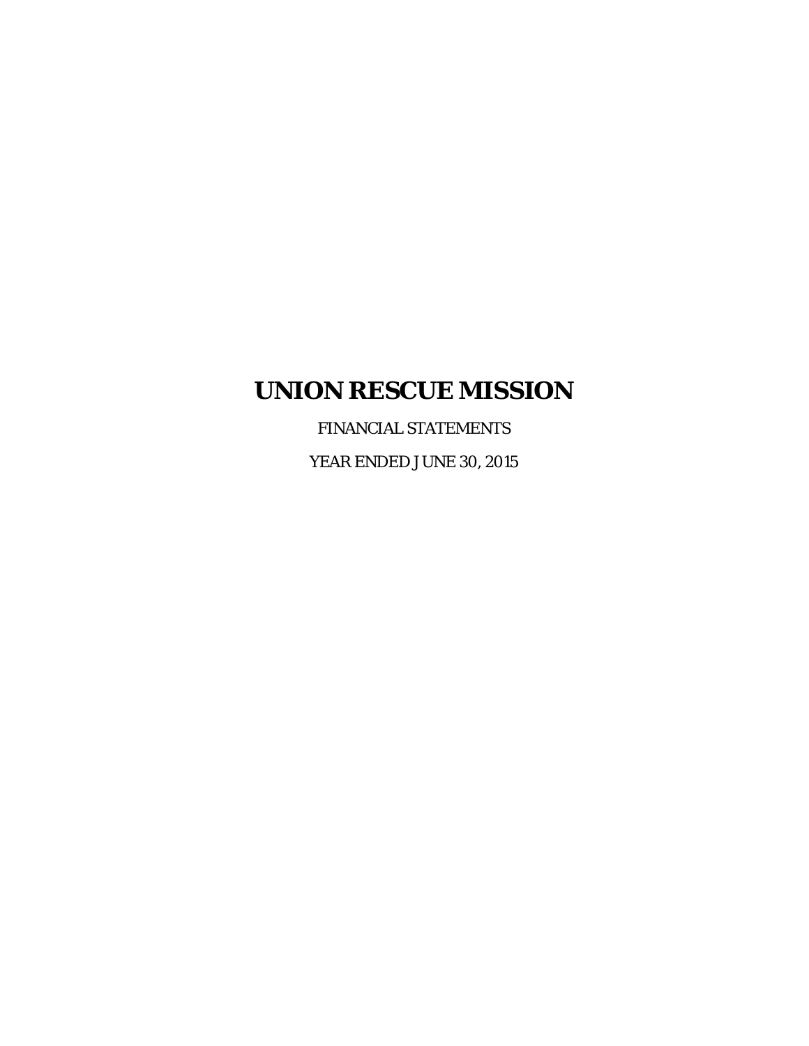# UNION RESCUE MISSION

FINANCIAL STATEMENTS

YEAR ENDED JUNE 30, 2015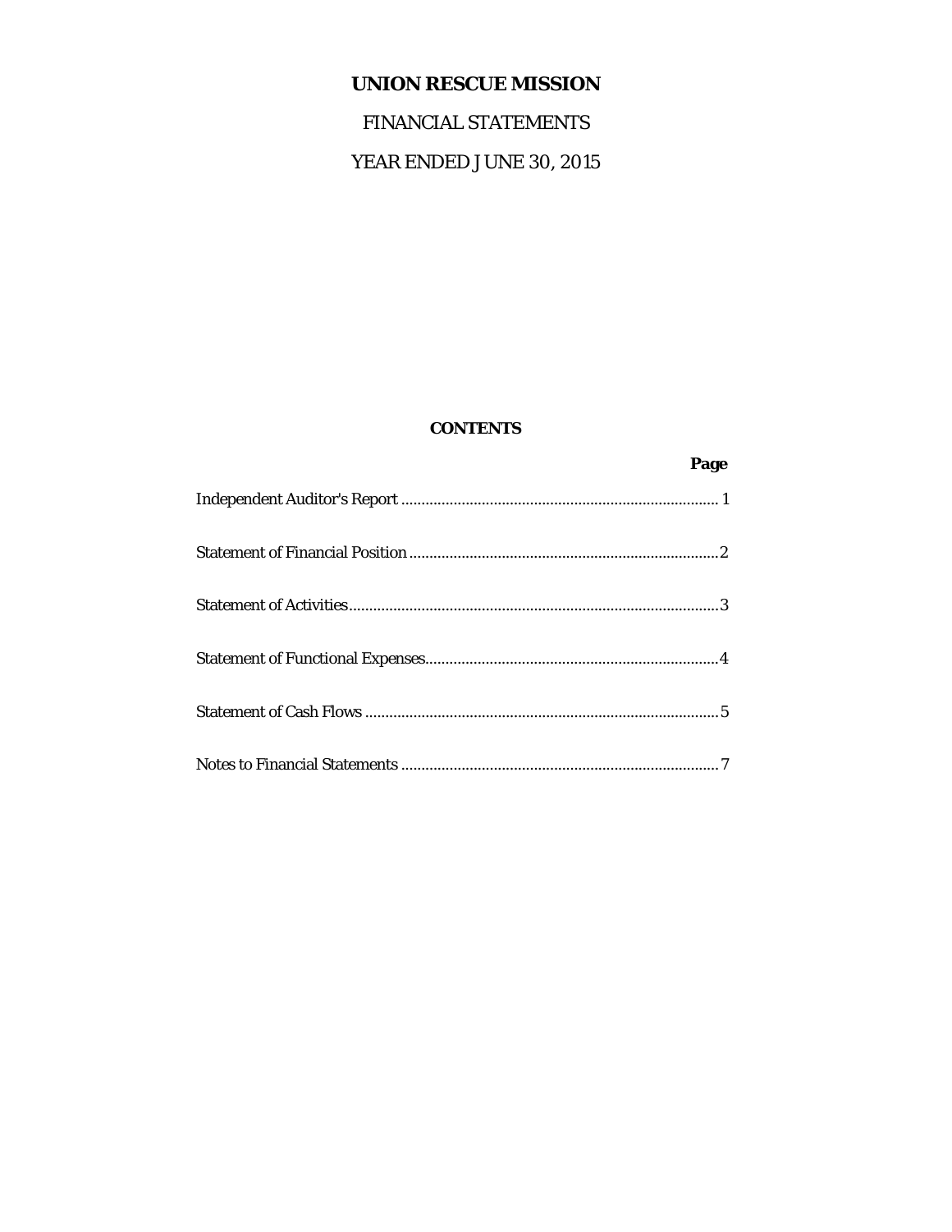# UNION RESCUE MISSION

FINANCIAL STATEMENTS

YEAR ENDED JUNE 30, 2015

## CONTENTS

| | Page |
|---|---|
| Independent Auditor's Report | 1 |
| Statement of Financial Position | 2 |
| Statement of Activities | 3 |
| Statement of Functional Expenses | 4 |
| Statement of Cash Flows | 5 |
| Notes to Financial Statements | 7 |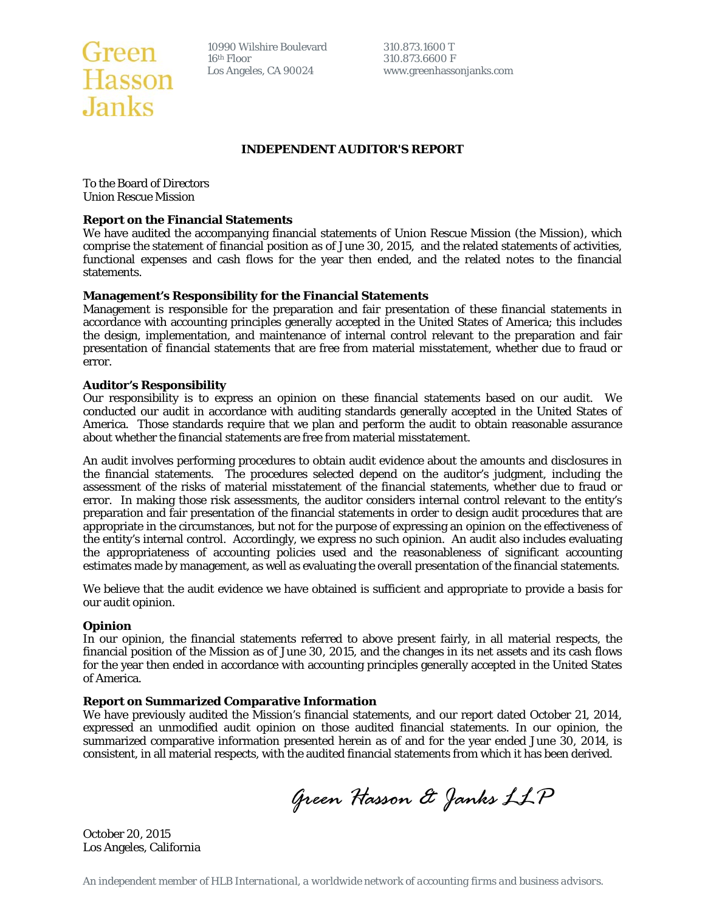Green
Hasson
Janks

10990 Wilshire Boulevard
16th Floor
Los Angeles, CA 90024

310.873.1600 T
310.873.6600 F
www.greenhassonjanks.com

## INDEPENDENT AUDITOR'S REPORT

To the Board of Directors
Union Rescue Mission

**Report on the Financial Statements**
We have audited the accompanying financial statements of Union Rescue Mission (the Mission), which comprise the statement of financial position as of June 30, 2015, and the related statements of activities, functional expenses and cash flows for the year then ended, and the related notes to the financial statements.

**Management's Responsibility for the Financial Statements**
Management is responsible for the preparation and fair presentation of these financial statements in accordance with accounting principles generally accepted in the United States of America; this includes the design, implementation, and maintenance of internal control relevant to the preparation and fair presentation of financial statements that are free from material misstatement, whether due to fraud or error.

**Auditor's Responsibility**
Our responsibility is to express an opinion on these financial statements based on our audit. We conducted our audit in accordance with auditing standards generally accepted in the United States of America. Those standards require that we plan and perform the audit to obtain reasonable assurance about whether the financial statements are free from material misstatement.

An audit involves performing procedures to obtain audit evidence about the amounts and disclosures in the financial statements. The procedures selected depend on the auditor's judgment, including the assessment of the risks of material misstatement of the financial statements, whether due to fraud or error. In making those risk assessments, the auditor considers internal control relevant to the entity's preparation and fair presentation of the financial statements in order to design audit procedures that are appropriate in the circumstances, but not for the purpose of expressing an opinion on the effectiveness of the entity's internal control. Accordingly, we express no such opinion. An audit also includes evaluating the appropriateness of accounting policies used and the reasonableness of significant accounting estimates made by management, as well as evaluating the overall presentation of the financial statements.

We believe that the audit evidence we have obtained is sufficient and appropriate to provide a basis for our audit opinion.

**Opinion**
In our opinion, the financial statements referred to above present fairly, in all material respects, the financial position of the Mission as of June 30, 2015, and the changes in its net assets and its cash flows for the year then ended in accordance with accounting principles generally accepted in the United States of America.

**Report on Summarized Comparative Information**
We have previously audited the Mission's financial statements, and our report dated October 21, 2014, expressed an unmodified audit opinion on those audited financial statements. In our opinion, the summarized comparative information presented herein as of and for the year ended June 30, 2014, is consistent, in all material respects, with the audited financial statements from which it has been derived.

*Green Hasson & Janks LLP*

October 20, 2015
Los Angeles, California

*An independent member of HLB International, a worldwide network of accounting firms and business advisors.*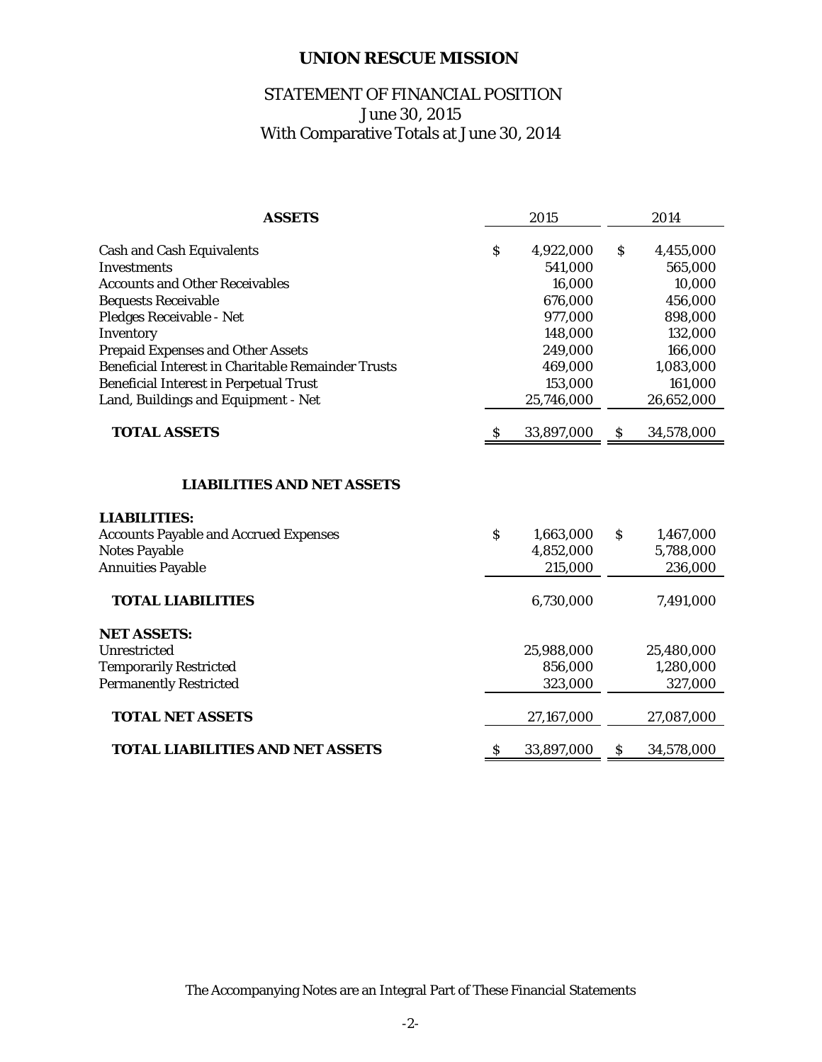# UNION RESCUE MISSION

## STATEMENT OF FINANCIAL POSITION
June 30, 2015
With Comparative Totals at June 30, 2014

| **ASSETS** | 2015 | 2014 |
|---|---|---|
| Cash and Cash Equivalents | $ 4,922,000 | $ 4,455,000 |
| Investments | 541,000 | 565,000 |
| Accounts and Other Receivables | 16,000 | 10,000 |
| Bequests Receivable | 676,000 | 456,000 |
| Pledges Receivable - Net | 977,000 | 898,000 |
| Inventory | 148,000 | 132,000 |
| Prepaid Expenses and Other Assets | 249,000 | 166,000 |
| Beneficial Interest in Charitable Remainder Trusts | 469,000 | 1,083,000 |
| Beneficial Interest in Perpetual Trust | 153,000 | 161,000 |
| Land, Buildings and Equipment - Net | 25,746,000 | 26,652,000 |
| **TOTAL ASSETS** | $ 33,897,000 | $ 34,578,000 |
| **LIABILITIES AND NET ASSETS** | | |
| **LIABILITIES:** | | |
| Accounts Payable and Accrued Expenses | $ 1,663,000 | $ 1,467,000 |
| Notes Payable | 4,852,000 | 5,788,000 |
| Annuities Payable | 215,000 | 236,000 |
| **TOTAL LIABILITIES** | 6,730,000 | 7,491,000 |
| **NET ASSETS:** | | |
| Unrestricted | 25,988,000 | 25,480,000 |
| Temporarily Restricted | 856,000 | 1,280,000 |
| Permanently Restricted | 323,000 | 327,000 |
| **TOTAL NET ASSETS** | 27,167,000 | 27,087,000 |
| **TOTAL LIABILITIES AND NET ASSETS** | $ 33,897,000 | $ 34,578,000 |

The Accompanying Notes are an Integral Part of These Financial Statements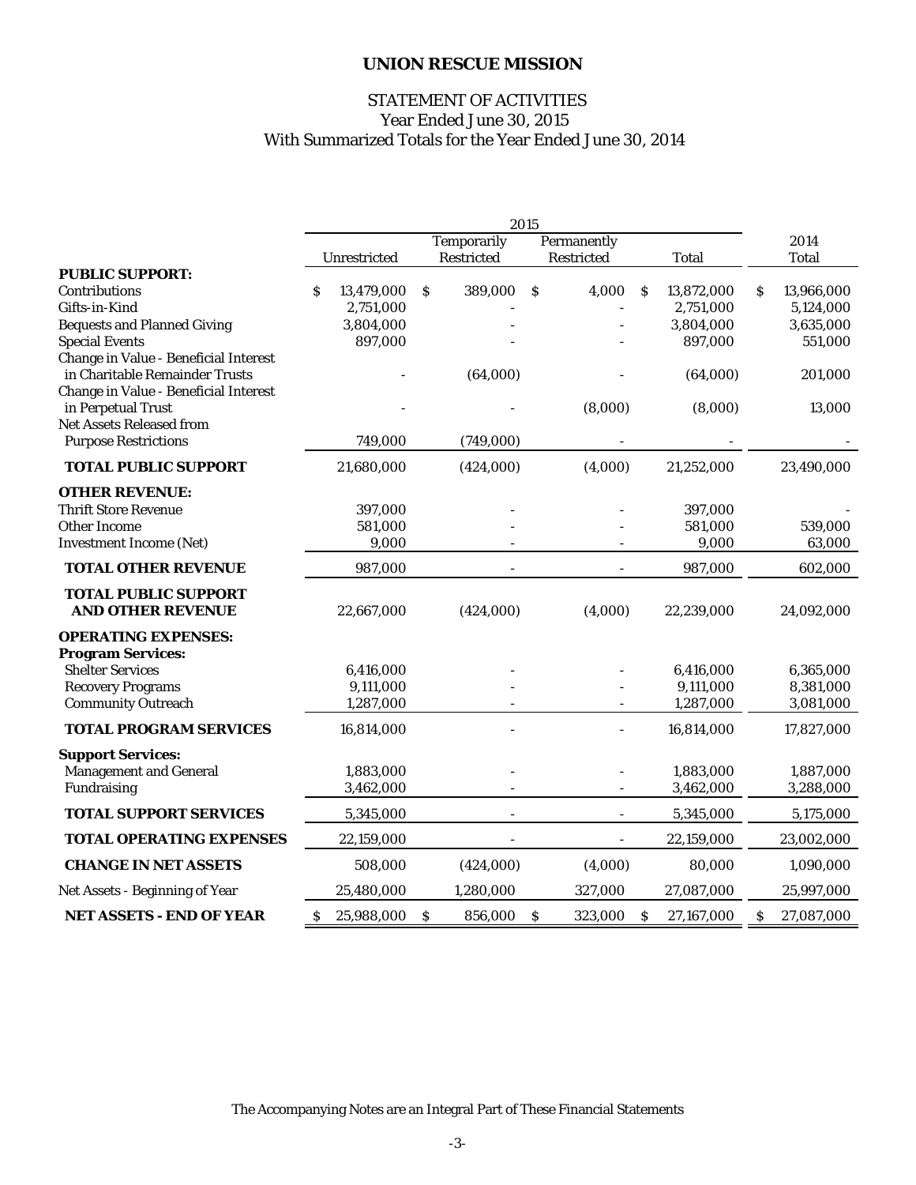# UNION RESCUE MISSION

## STATEMENT OF ACTIVITIES
Year Ended June 30, 2015
With Summarized Totals for the Year Ended June 30, 2014

| | 2015 | | | | 2014 |
|---|---|---|---|---|---|
| | Unrestricted | Temporarily Restricted | Permanently Restricted | Total | Total |
| **PUBLIC SUPPORT:** | | | | | |
| Contributions | $ 13,479,000 | $ 389,000 | $ 4,000 | $ 13,872,000 | $ 13,966,000 |
| Gifts-in-Kind | 2,751,000 | - | - | 2,751,000 | 5,124,000 |
| Bequests and Planned Giving | 3,804,000 | - | - | 3,804,000 | 3,635,000 |
| Special Events | 897,000 | - | - | 897,000 | 551,000 |
| Change in Value - Beneficial Interest in Charitable Remainder Trusts | - | (64,000) | - | (64,000) | 201,000 |
| Change in Value - Beneficial Interest in Perpetual Trust | - | - | (8,000) | (8,000) | 13,000 |
| Net Assets Released from Purpose Restrictions | 749,000 | (749,000) | - | - | - |
| **TOTAL PUBLIC SUPPORT** | 21,680,000 | (424,000) | (4,000) | 21,252,000 | 23,490,000 |
| **OTHER REVENUE:** | | | | | |
| Thrift Store Revenue | 397,000 | - | - | 397,000 | - |
| Other Income | 581,000 | - | - | 581,000 | 539,000 |
| Investment Income (Net) | 9,000 | - | - | 9,000 | 63,000 |
| **TOTAL OTHER REVENUE** | 987,000 | - | - | 987,000 | 602,000 |
| **TOTAL PUBLIC SUPPORT AND OTHER REVENUE** | 22,667,000 | (424,000) | (4,000) | 22,239,000 | 24,092,000 |
| **OPERATING EXPENSES:** | | | | | |
| **Program Services:** | | | | | |
| Shelter Services | 6,416,000 | - | - | 6,416,000 | 6,365,000 |
| Recovery Programs | 9,111,000 | - | - | 9,111,000 | 8,381,000 |
| Community Outreach | 1,287,000 | - | - | 1,287,000 | 3,081,000 |
| **TOTAL PROGRAM SERVICES** | 16,814,000 | - | - | 16,814,000 | 17,827,000 |
| **Support Services:** | | | | | |
| Management and General | 1,883,000 | - | - | 1,883,000 | 1,887,000 |
| Fundraising | 3,462,000 | - | - | 3,462,000 | 3,288,000 |
| **TOTAL SUPPORT SERVICES** | 5,345,000 | - | - | 5,345,000 | 5,175,000 |
| **TOTAL OPERATING EXPENSES** | 22,159,000 | - | - | 22,159,000 | 23,002,000 |
| **CHANGE IN NET ASSETS** | 508,000 | (424,000) | (4,000) | 80,000 | 1,090,000 |
| Net Assets - Beginning of Year | 25,480,000 | 1,280,000 | 327,000 | 27,087,000 | 25,997,000 |
| **NET ASSETS - END OF YEAR** | $ 25,988,000 | $ 856,000 | $ 323,000 | $ 27,167,000 | $ 27,087,000 |

The Accompanying Notes are an Integral Part of These Financial Statements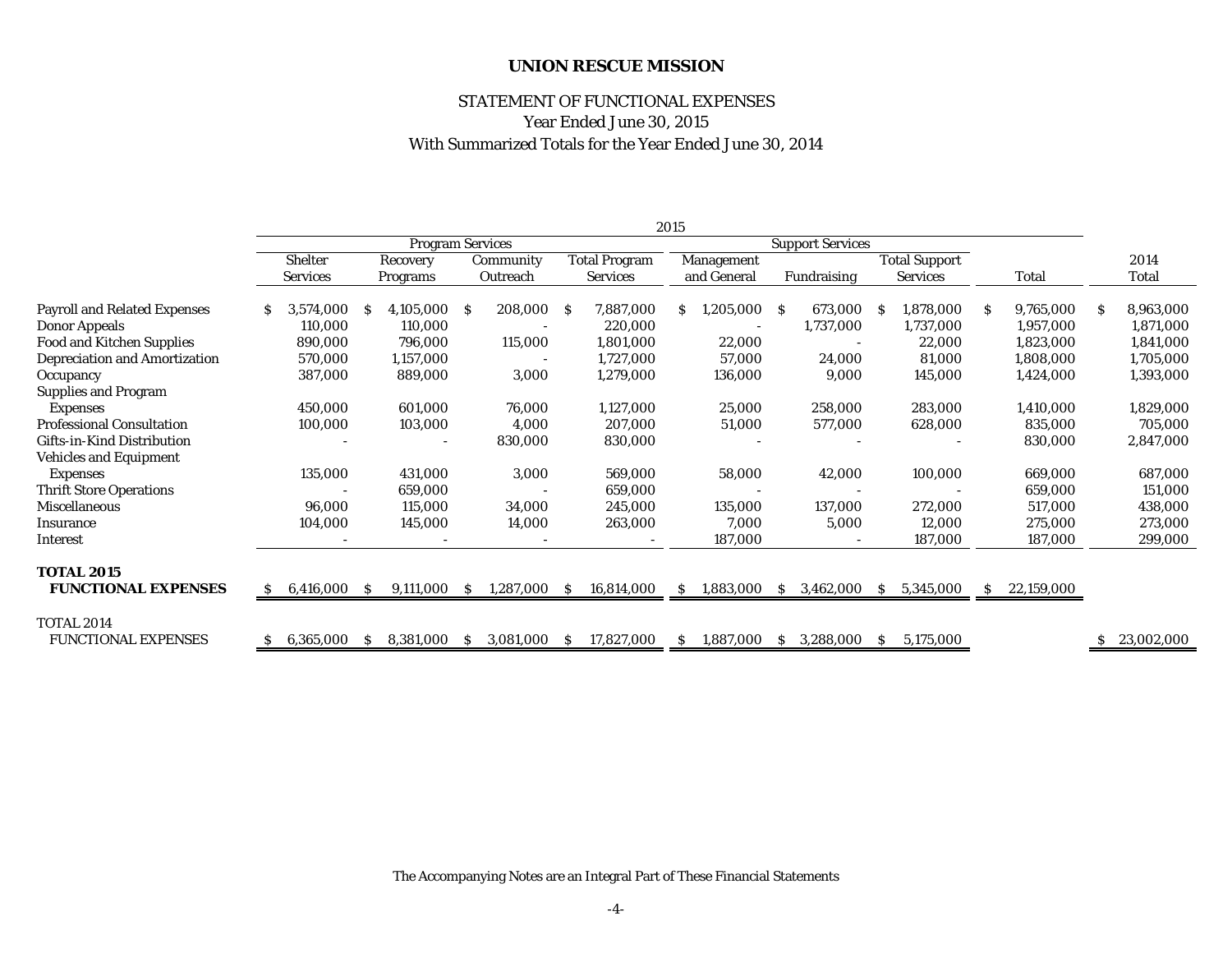# UNION RESCUE MISSION

## STATEMENT OF FUNCTIONAL EXPENSES
### Year Ended June 30, 2015
### With Summarized Totals for the Year Ended June 30, 2014

| | 2015 | | | | | | | | |
|---|---|---|---|---|---|---|---|---|---|
| | Program Services | | | | Support Services | | | | |
| | Shelter Services | Recovery Programs | Community Outreach | Total Program Services | Management and General | Fundraising | Total Support Services | Total | 2014 Total |
| Payroll and Related Expenses | $ 3,574,000 | $ 4,105,000 | $ 208,000 | $ 7,887,000 | $ 1,205,000 | $ 673,000 | $ 1,878,000 | $ 9,765,000 | $ 8,963,000 |
| Donor Appeals | 110,000 | 110,000 | - | 220,000 | - | 1,737,000 | 1,737,000 | 1,957,000 | 1,871,000 |
| Food and Kitchen Supplies | 890,000 | 796,000 | 115,000 | 1,801,000 | 22,000 | - | 22,000 | 1,823,000 | 1,841,000 |
| Depreciation and Amortization | 570,000 | 1,157,000 | - | 1,727,000 | 57,000 | 24,000 | 81,000 | 1,808,000 | 1,705,000 |
| Occupancy | 387,000 | 889,000 | 3,000 | 1,279,000 | 136,000 | 9,000 | 145,000 | 1,424,000 | 1,393,000 |
| Supplies and Program Expenses | 450,000 | 601,000 | 76,000 | 1,127,000 | 25,000 | 258,000 | 283,000 | 1,410,000 | 1,829,000 |
| Professional Consultation | 100,000 | 103,000 | 4,000 | 207,000 | 51,000 | 577,000 | 628,000 | 835,000 | 705,000 |
| Gifts-in-Kind Distribution | - | - | 830,000 | 830,000 | - | - | - | 830,000 | 2,847,000 |
| Vehicles and Equipment Expenses | 135,000 | 431,000 | 3,000 | 569,000 | 58,000 | 42,000 | 100,000 | 669,000 | 687,000 |
| Thrift Store Operations | - | 659,000 | - | 659,000 | - | - | - | 659,000 | 151,000 |
| Miscellaneous | 96,000 | 115,000 | 34,000 | 245,000 | 135,000 | 137,000 | 272,000 | 517,000 | 438,000 |
| Insurance | 104,000 | 145,000 | 14,000 | 263,000 | 7,000 | 5,000 | 12,000 | 275,000 | 273,000 |
| Interest | - | - | - | - | 187,000 | - | 187,000 | 187,000 | 299,000 |
| **TOTAL 2015 FUNCTIONAL EXPENSES** | $ 6,416,000 | $ 9,111,000 | $ 1,287,000 | $ 16,814,000 | $ 1,883,000 | $ 3,462,000 | $ 5,345,000 | $ 22,159,000 | |
| TOTAL 2014 FUNCTIONAL EXPENSES | $ 6,365,000 | $ 8,381,000 | $ 3,081,000 | $ 17,827,000 | $ 1,887,000 | $ 3,288,000 | $ 5,175,000 | | $ 23,002,000 |

The Accompanying Notes are an Integral Part of These Financial Statements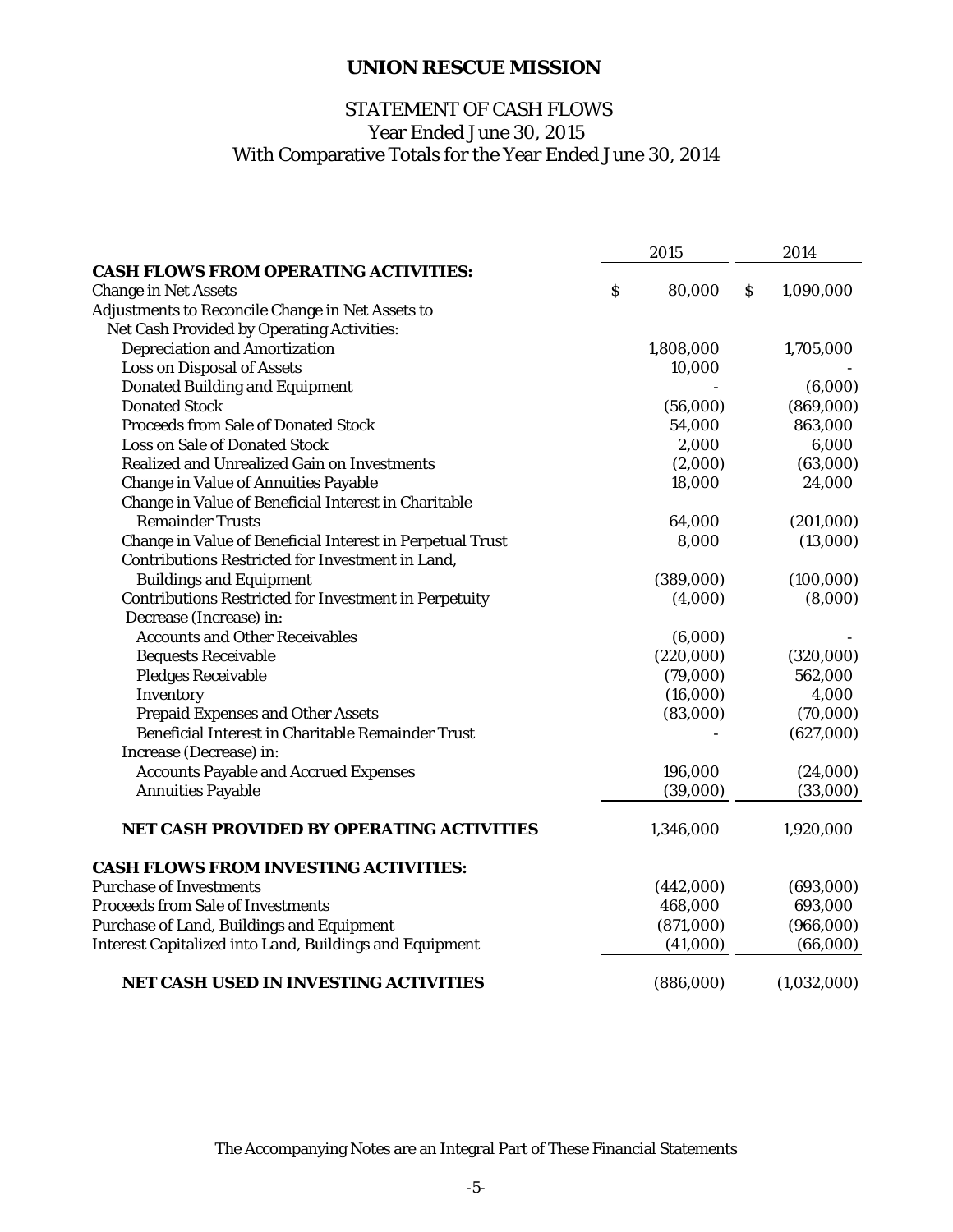# UNION RESCUE MISSION

## STATEMENT OF CASH FLOWS
Year Ended June 30, 2015
With Comparative Totals for the Year Ended June 30, 2014

| | 2015 | 2014 |
|---|---|---|
| **CASH FLOWS FROM OPERATING ACTIVITIES:** | | |
| Change in Net Assets | $ 80,000 | $ 1,090,000 |
| Adjustments to Reconcile Change in Net Assets to Net Cash Provided by Operating Activities: | | |
| Depreciation and Amortization | 1,808,000 | 1,705,000 |
| Loss on Disposal of Assets | 10,000 | - |
| Donated Building and Equipment | - | (6,000) |
| Donated Stock | (56,000) | (869,000) |
| Proceeds from Sale of Donated Stock | 54,000 | 863,000 |
| Loss on Sale of Donated Stock | 2,000 | 6,000 |
| Realized and Unrealized Gain on Investments | (2,000) | (63,000) |
| Change in Value of Annuities Payable | 18,000 | 24,000 |
| Change in Value of Beneficial Interest in Charitable Remainder Trusts | 64,000 | (201,000) |
| Change in Value of Beneficial Interest in Perpetual Trust | 8,000 | (13,000) |
| Contributions Restricted for Investment in Land, Buildings and Equipment | (389,000) | (100,000) |
| Contributions Restricted for Investment in Perpetuity | (4,000) | (8,000) |
| Decrease (Increase) in: | | |
| Accounts and Other Receivables | (6,000) | - |
| Bequests Receivable | (220,000) | (320,000) |
| Pledges Receivable | (79,000) | 562,000 |
| Inventory | (16,000) | 4,000 |
| Prepaid Expenses and Other Assets | (83,000) | (70,000) |
| Beneficial Interest in Charitable Remainder Trust | - | (627,000) |
| Increase (Decrease) in: | | |
| Accounts Payable and Accrued Expenses | 196,000 | (24,000) |
| Annuities Payable | (39,000) | (33,000) |
| **NET CASH PROVIDED BY OPERATING ACTIVITIES** | 1,346,000 | 1,920,000 |
| **CASH FLOWS FROM INVESTING ACTIVITIES:** | | |
| Purchase of Investments | (442,000) | (693,000) |
| Proceeds from Sale of Investments | 468,000 | 693,000 |
| Purchase of Land, Buildings and Equipment | (871,000) | (966,000) |
| Interest Capitalized into Land, Buildings and Equipment | (41,000) | (66,000) |
| **NET CASH USED IN INVESTING ACTIVITIES** | (886,000) | (1,032,000) |

The Accompanying Notes are an Integral Part of These Financial Statements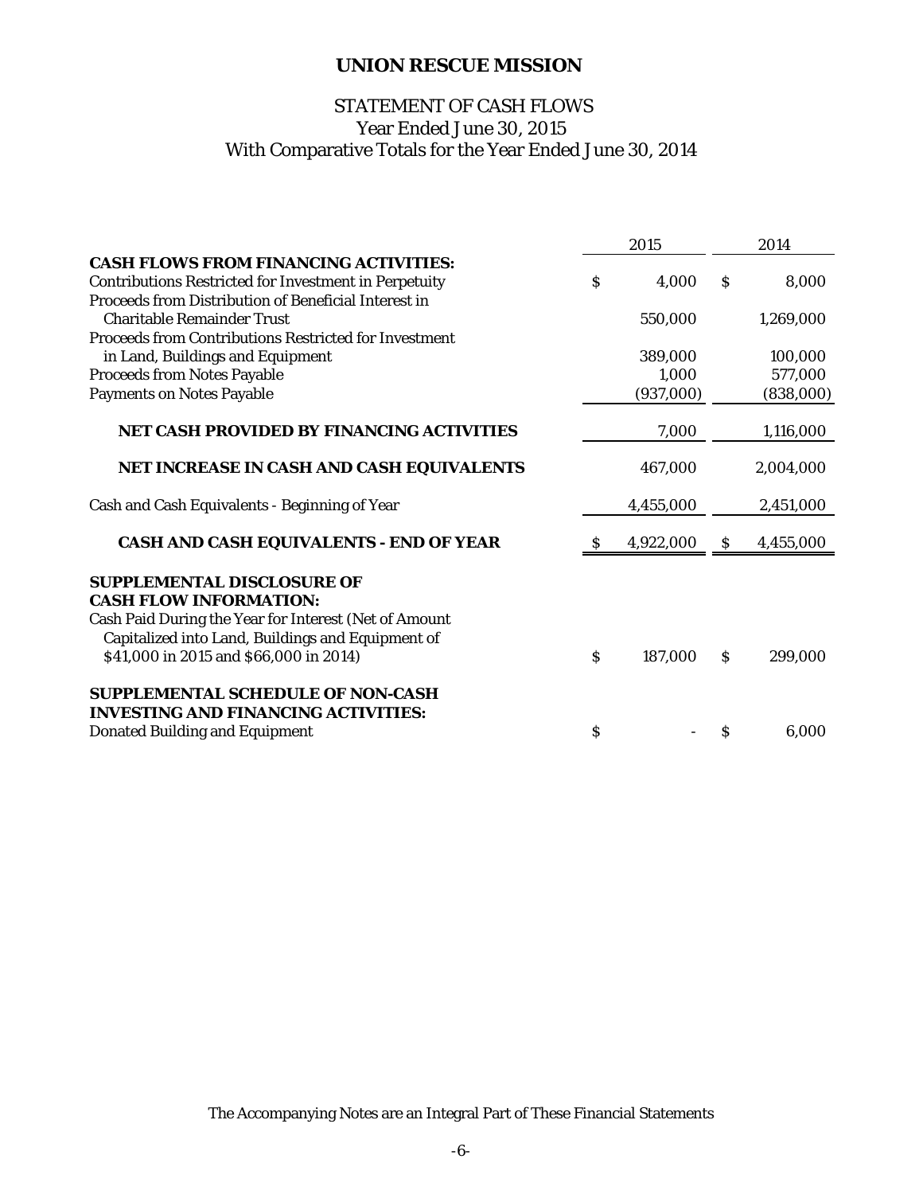# UNION RESCUE MISSION

## STATEMENT OF CASH FLOWS
Year Ended June 30, 2015
With Comparative Totals for the Year Ended June 30, 2014

| | 2015 | 2014 |
|---|---|---|
| **CASH FLOWS FROM FINANCING ACTIVITIES:** | | |
| Contributions Restricted for Investment in Perpetuity | $ 4,000 | $ 8,000 |
| Proceeds from Distribution of Beneficial Interest in Charitable Remainder Trust | 550,000 | 1,269,000 |
| Proceeds from Contributions Restricted for Investment in Land, Buildings and Equipment | 389,000 | 100,000 |
| Proceeds from Notes Payable | 1,000 | 577,000 |
| Payments on Notes Payable | (937,000) | (838,000) |
| **NET CASH PROVIDED BY FINANCING ACTIVITIES** | 7,000 | 1,116,000 |
| **NET INCREASE IN CASH AND CASH EQUIVALENTS** | 467,000 | 2,004,000 |
| Cash and Cash Equivalents - Beginning of Year | 4,455,000 | 2,451,000 |
| **CASH AND CASH EQUIVALENTS - END OF YEAR** | $ 4,922,000 | $ 4,455,000 |
| **SUPPLEMENTAL DISCLOSURE OF CASH FLOW INFORMATION:** | | |
| Cash Paid During the Year for Interest (Net of Amount Capitalized into Land, Buildings and Equipment of $41,000 in 2015 and $66,000 in 2014) | $ 187,000 | $ 299,000 |
| **SUPPLEMENTAL SCHEDULE OF NON-CASH INVESTING AND FINANCING ACTIVITIES:** | | |
| Donated Building and Equipment | $ - | $ 6,000 |

The Accompanying Notes are an Integral Part of These Financial Statements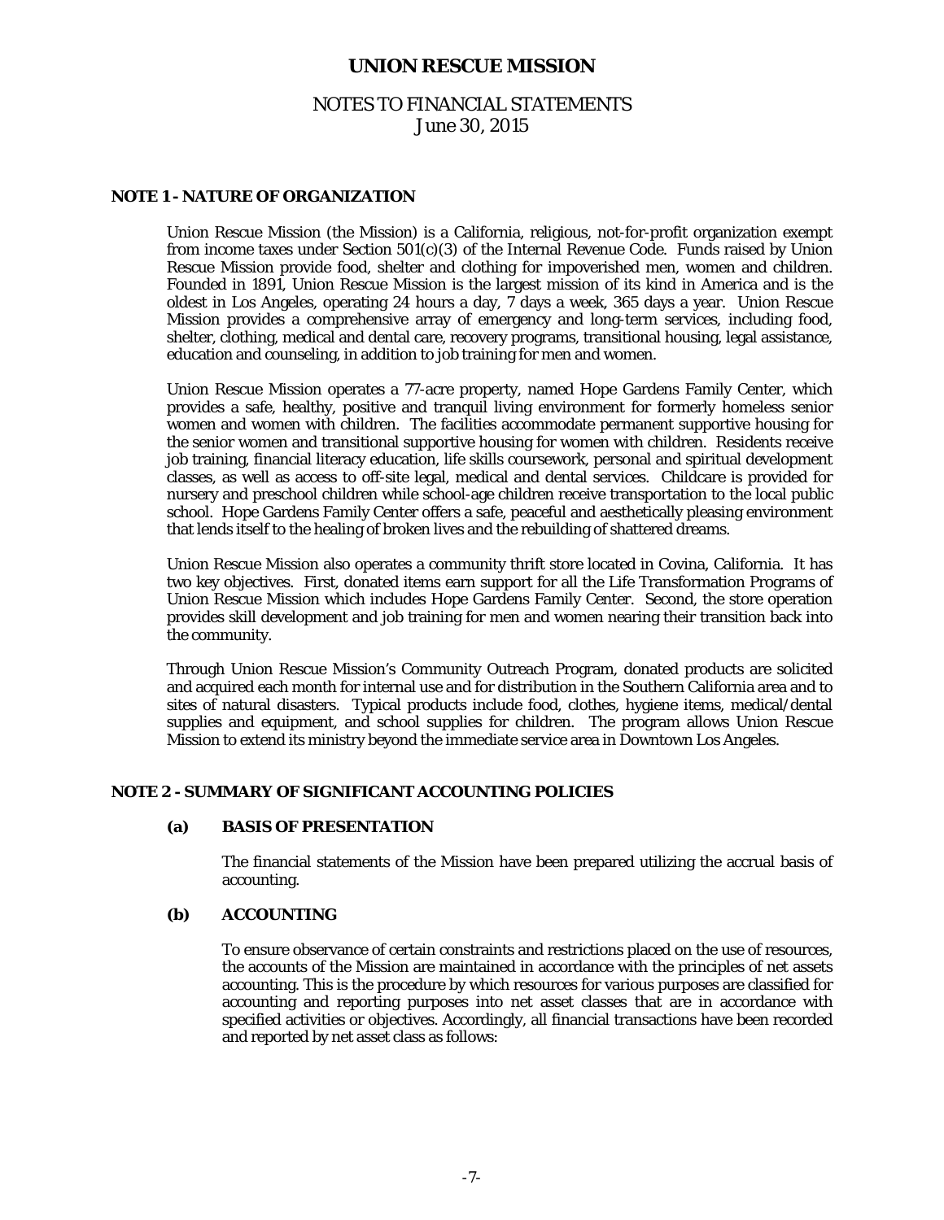# UNION RESCUE MISSION

## NOTES TO FINANCIAL STATEMENTS
June 30, 2015

### NOTE 1 - NATURE OF ORGANIZATION

Union Rescue Mission (the Mission) is a California, religious, not-for-profit organization exempt from income taxes under Section 501(c)(3) of the Internal Revenue Code. Funds raised by Union Rescue Mission provide food, shelter and clothing for impoverished men, women and children. Founded in 1891, Union Rescue Mission is the largest mission of its kind in America and is the oldest in Los Angeles, operating 24 hours a day, 7 days a week, 365 days a year. Union Rescue Mission provides a comprehensive array of emergency and long-term services, including food, shelter, clothing, medical and dental care, recovery programs, transitional housing, legal assistance, education and counseling, in addition to job training for men and women.

Union Rescue Mission operates a 77-acre property, named Hope Gardens Family Center, which provides a safe, healthy, positive and tranquil living environment for formerly homeless senior women and women with children. The facilities accommodate permanent supportive housing for the senior women and transitional supportive housing for women with children. Residents receive job training, financial literacy education, life skills coursework, personal and spiritual development classes, as well as access to off-site legal, medical and dental services. Childcare is provided for nursery and preschool children while school-age children receive transportation to the local public school. Hope Gardens Family Center offers a safe, peaceful and aesthetically pleasing environment that lends itself to the healing of broken lives and the rebuilding of shattered dreams.

Union Rescue Mission also operates a community thrift store located in Covina, California. It has two key objectives. First, donated items earn support for all the Life Transformation Programs of Union Rescue Mission which includes Hope Gardens Family Center. Second, the store operation provides skill development and job training for men and women nearing their transition back into the community.

Through Union Rescue Mission's Community Outreach Program, donated products are solicited and acquired each month for internal use and for distribution in the Southern California area and to sites of natural disasters. Typical products include food, clothes, hygiene items, medical/dental supplies and equipment, and school supplies for children. The program allows Union Rescue Mission to extend its ministry beyond the immediate service area in Downtown Los Angeles.

### NOTE 2 - SUMMARY OF SIGNIFICANT ACCOUNTING POLICIES

**(a) BASIS OF PRESENTATION**

The financial statements of the Mission have been prepared utilizing the accrual basis of accounting.

**(b) ACCOUNTING**

To ensure observance of certain constraints and restrictions placed on the use of resources, the accounts of the Mission are maintained in accordance with the principles of net assets accounting. This is the procedure by which resources for various purposes are classified for accounting and reporting purposes into net asset classes that are in accordance with specified activities or objectives. Accordingly, all financial transactions have been recorded and reported by net asset class as follows: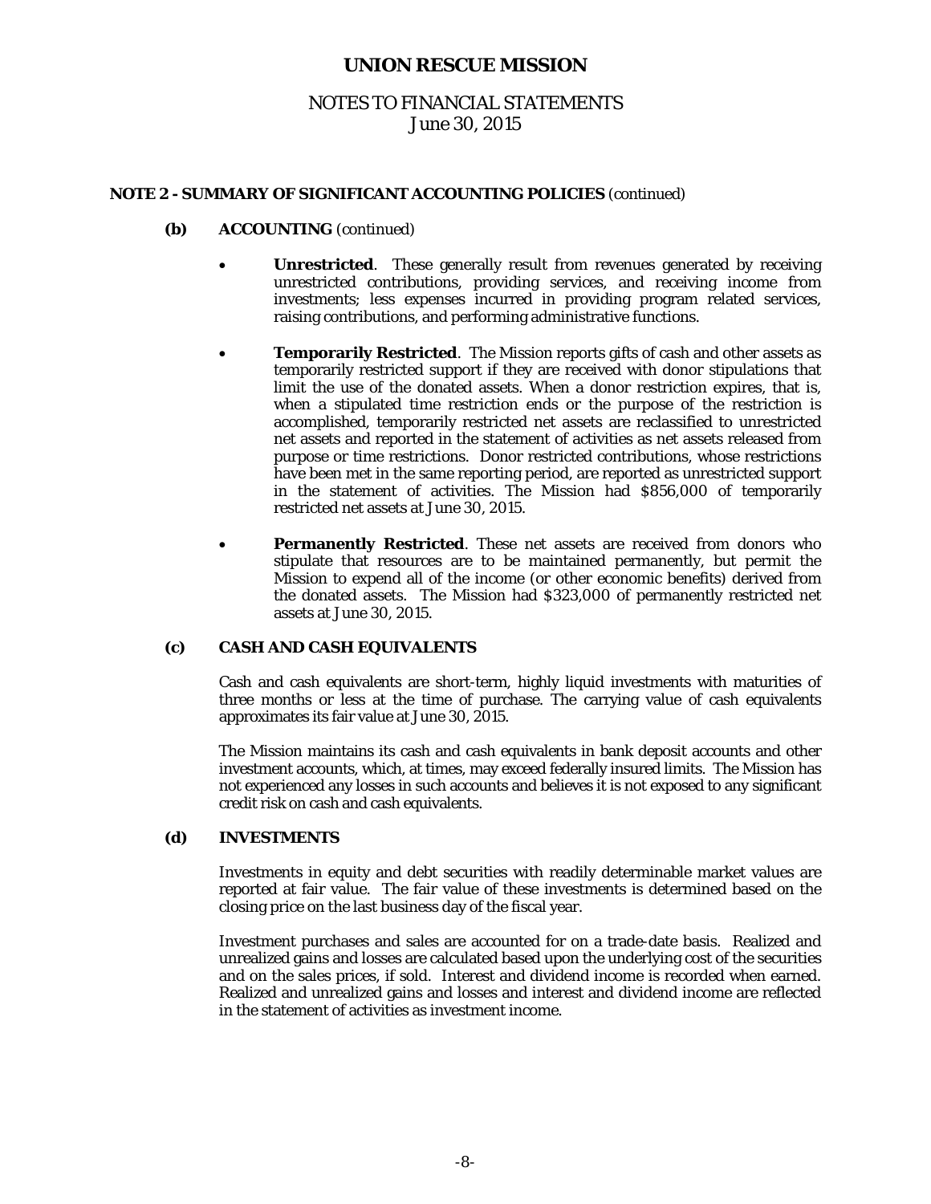# UNION RESCUE MISSION

## NOTES TO FINANCIAL STATEMENTS
June 30, 2015

### NOTE 2 - SUMMARY OF SIGNIFICANT ACCOUNTING POLICIES (continued)

#### (b) ACCOUNTING (continued)

- **Unrestricted**. These generally result from revenues generated by receiving unrestricted contributions, providing services, and receiving income from investments; less expenses incurred in providing program related services, raising contributions, and performing administrative functions.

- **Temporarily Restricted**. The Mission reports gifts of cash and other assets as temporarily restricted support if they are received with donor stipulations that limit the use of the donated assets. When a donor restriction expires, that is, when a stipulated time restriction ends or the purpose of the restriction is accomplished, temporarily restricted net assets are reclassified to unrestricted net assets and reported in the statement of activities as net assets released from purpose or time restrictions. Donor restricted contributions, whose restrictions have been met in the same reporting period, are reported as unrestricted support in the statement of activities. The Mission had $856,000 of temporarily restricted net assets at June 30, 2015.

- **Permanently Restricted**. These net assets are received from donors who stipulate that resources are to be maintained permanently, but permit the Mission to expend all of the income (or other economic benefits) derived from the donated assets. The Mission had $323,000 of permanently restricted net assets at June 30, 2015.

#### (c) CASH AND CASH EQUIVALENTS

Cash and cash equivalents are short-term, highly liquid investments with maturities of three months or less at the time of purchase. The carrying value of cash equivalents approximates its fair value at June 30, 2015.

The Mission maintains its cash and cash equivalents in bank deposit accounts and other investment accounts, which, at times, may exceed federally insured limits. The Mission has not experienced any losses in such accounts and believes it is not exposed to any significant credit risk on cash and cash equivalents.

#### (d) INVESTMENTS

Investments in equity and debt securities with readily determinable market values are reported at fair value. The fair value of these investments is determined based on the closing price on the last business day of the fiscal year.

Investment purchases and sales are accounted for on a trade-date basis. Realized and unrealized gains and losses are calculated based upon the underlying cost of the securities and on the sales prices, if sold. Interest and dividend income is recorded when earned. Realized and unrealized gains and losses and interest and dividend income are reflected in the statement of activities as investment income.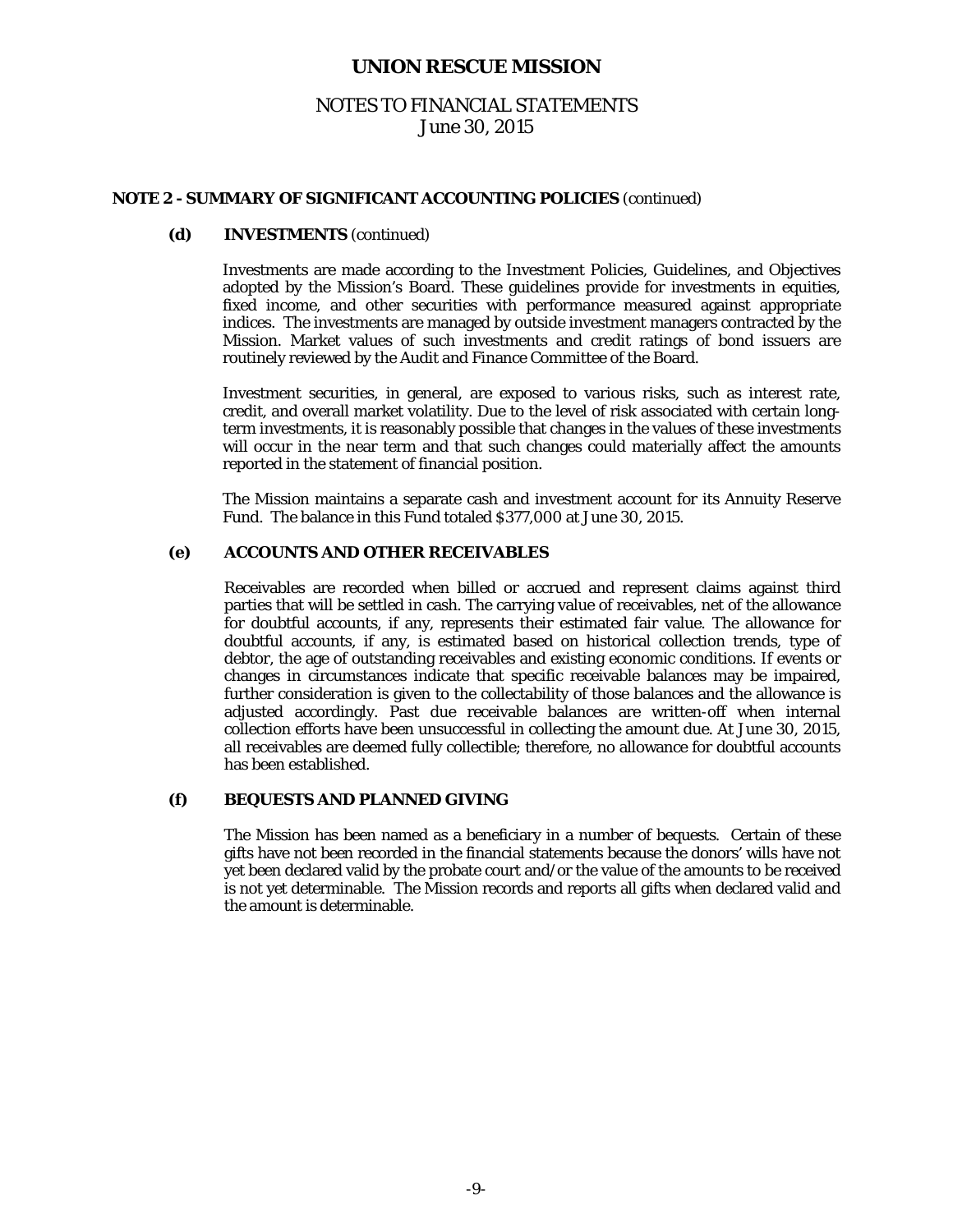# UNION RESCUE MISSION

## NOTES TO FINANCIAL STATEMENTS
June 30, 2015

### NOTE 2 - SUMMARY OF SIGNIFICANT ACCOUNTING POLICIES (continued)

#### (d) INVESTMENTS (continued)

Investments are made according to the Investment Policies, Guidelines, and Objectives adopted by the Mission's Board. These guidelines provide for investments in equities, fixed income, and other securities with performance measured against appropriate indices. The investments are managed by outside investment managers contracted by the Mission. Market values of such investments and credit ratings of bond issuers are routinely reviewed by the Audit and Finance Committee of the Board.

Investment securities, in general, are exposed to various risks, such as interest rate, credit, and overall market volatility. Due to the level of risk associated with certain long-term investments, it is reasonably possible that changes in the values of these investments will occur in the near term and that such changes could materially affect the amounts reported in the statement of financial position.

The Mission maintains a separate cash and investment account for its Annuity Reserve Fund. The balance in this Fund totaled $377,000 at June 30, 2015.

#### (e) ACCOUNTS AND OTHER RECEIVABLES

Receivables are recorded when billed or accrued and represent claims against third parties that will be settled in cash. The carrying value of receivables, net of the allowance for doubtful accounts, if any, represents their estimated fair value. The allowance for doubtful accounts, if any, is estimated based on historical collection trends, type of debtor, the age of outstanding receivables and existing economic conditions. If events or changes in circumstances indicate that specific receivable balances may be impaired, further consideration is given to the collectability of those balances and the allowance is adjusted accordingly. Past due receivable balances are written-off when internal collection efforts have been unsuccessful in collecting the amount due. At June 30, 2015, all receivables are deemed fully collectible; therefore, no allowance for doubtful accounts has been established.

#### (f) BEQUESTS AND PLANNED GIVING

The Mission has been named as a beneficiary in a number of bequests. Certain of these gifts have not been recorded in the financial statements because the donors' wills have not yet been declared valid by the probate court and/or the value of the amounts to be received is not yet determinable. The Mission records and reports all gifts when declared valid and the amount is determinable.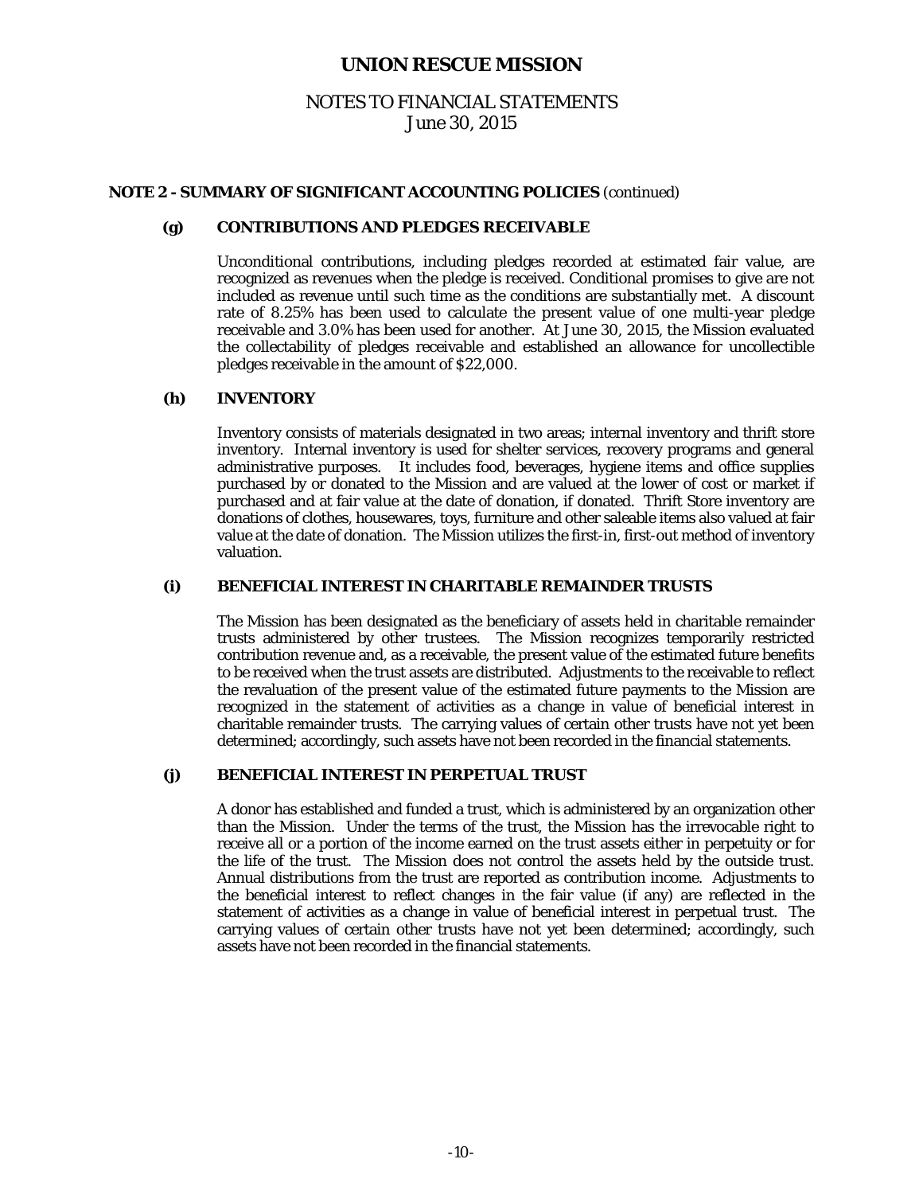# UNION RESCUE MISSION

## NOTES TO FINANCIAL STATEMENTS
June 30, 2015

**NOTE 2 - SUMMARY OF SIGNIFICANT ACCOUNTING POLICIES** (continued)

**(g) CONTRIBUTIONS AND PLEDGES RECEIVABLE**

Unconditional contributions, including pledges recorded at estimated fair value, are recognized as revenues when the pledge is received. Conditional promises to give are not included as revenue until such time as the conditions are substantially met. A discount rate of 8.25% has been used to calculate the present value of one multi-year pledge receivable and 3.0% has been used for another. At June 30, 2015, the Mission evaluated the collectability of pledges receivable and established an allowance for uncollectible pledges receivable in the amount of $22,000.

**(h) INVENTORY**

Inventory consists of materials designated in two areas; internal inventory and thrift store inventory. Internal inventory is used for shelter services, recovery programs and general administrative purposes. It includes food, beverages, hygiene items and office supplies purchased by or donated to the Mission and are valued at the lower of cost or market if purchased and at fair value at the date of donation, if donated. Thrift Store inventory are donations of clothes, housewares, toys, furniture and other saleable items also valued at fair value at the date of donation. The Mission utilizes the first-in, first-out method of inventory valuation.

**(i) BENEFICIAL INTEREST IN CHARITABLE REMAINDER TRUSTS**

The Mission has been designated as the beneficiary of assets held in charitable remainder trusts administered by other trustees. The Mission recognizes temporarily restricted contribution revenue and, as a receivable, the present value of the estimated future benefits to be received when the trust assets are distributed. Adjustments to the receivable to reflect the revaluation of the present value of the estimated future payments to the Mission are recognized in the statement of activities as a change in value of beneficial interest in charitable remainder trusts. The carrying values of certain other trusts have not yet been determined; accordingly, such assets have not been recorded in the financial statements.

**(j) BENEFICIAL INTEREST IN PERPETUAL TRUST**

A donor has established and funded a trust, which is administered by an organization other than the Mission. Under the terms of the trust, the Mission has the irrevocable right to receive all or a portion of the income earned on the trust assets either in perpetuity or for the life of the trust. The Mission does not control the assets held by the outside trust. Annual distributions from the trust are reported as contribution income. Adjustments to the beneficial interest to reflect changes in the fair value (if any) are reflected in the statement of activities as a change in value of beneficial interest in perpetual trust. The carrying values of certain other trusts have not yet been determined; accordingly, such assets have not been recorded in the financial statements.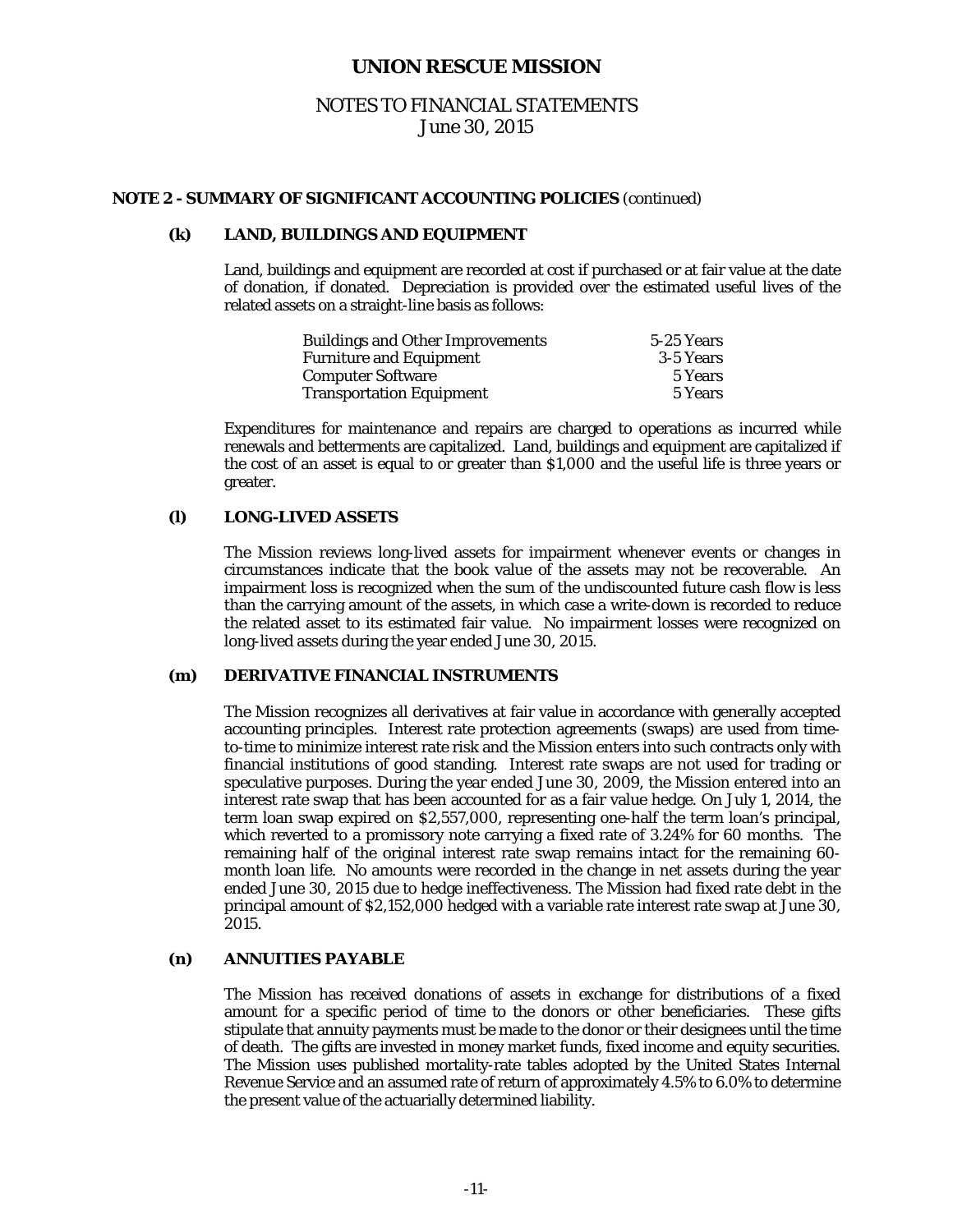# UNION RESCUE MISSION

## NOTES TO FINANCIAL STATEMENTS
June 30, 2015

**NOTE 2 - SUMMARY OF SIGNIFICANT ACCOUNTING POLICIES** (continued)

**(k) LAND, BUILDINGS AND EQUIPMENT**

Land, buildings and equipment are recorded at cost if purchased or at fair value at the date of donation, if donated. Depreciation is provided over the estimated useful lives of the related assets on a straight-line basis as follows:

| | |
|---|---|
| Buildings and Other Improvements | 5-25 Years |
| Furniture and Equipment | 3-5 Years |
| Computer Software | 5 Years |
| Transportation Equipment | 5 Years |

Expenditures for maintenance and repairs are charged to operations as incurred while renewals and betterments are capitalized. Land, buildings and equipment are capitalized if the cost of an asset is equal to or greater than $1,000 and the useful life is three years or greater.

**(l) LONG-LIVED ASSETS**

The Mission reviews long-lived assets for impairment whenever events or changes in circumstances indicate that the book value of the assets may not be recoverable. An impairment loss is recognized when the sum of the undiscounted future cash flow is less than the carrying amount of the assets, in which case a write-down is recorded to reduce the related asset to its estimated fair value. No impairment losses were recognized on long-lived assets during the year ended June 30, 2015.

**(m) DERIVATIVE FINANCIAL INSTRUMENTS**

The Mission recognizes all derivatives at fair value in accordance with generally accepted accounting principles. Interest rate protection agreements (swaps) are used from time-to-time to minimize interest rate risk and the Mission enters into such contracts only with financial institutions of good standing. Interest rate swaps are not used for trading or speculative purposes. During the year ended June 30, 2009, the Mission entered into an interest rate swap that has been accounted for as a fair value hedge. On July 1, 2014, the term loan swap expired on $2,557,000, representing one-half the term loan's principal, which reverted to a promissory note carrying a fixed rate of 3.24% for 60 months. The remaining half of the original interest rate swap remains intact for the remaining 60-month loan life. No amounts were recorded in the change in net assets during the year ended June 30, 2015 due to hedge ineffectiveness. The Mission had fixed rate debt in the principal amount of $2,152,000 hedged with a variable rate interest rate swap at June 30, 2015.

**(n) ANNUITIES PAYABLE**

The Mission has received donations of assets in exchange for distributions of a fixed amount for a specific period of time to the donors or other beneficiaries. These gifts stipulate that annuity payments must be made to the donor or their designees until the time of death. The gifts are invested in money market funds, fixed income and equity securities. The Mission uses published mortality-rate tables adopted by the United States Internal Revenue Service and an assumed rate of return of approximately 4.5% to 6.0% to determine the present value of the actuarially determined liability.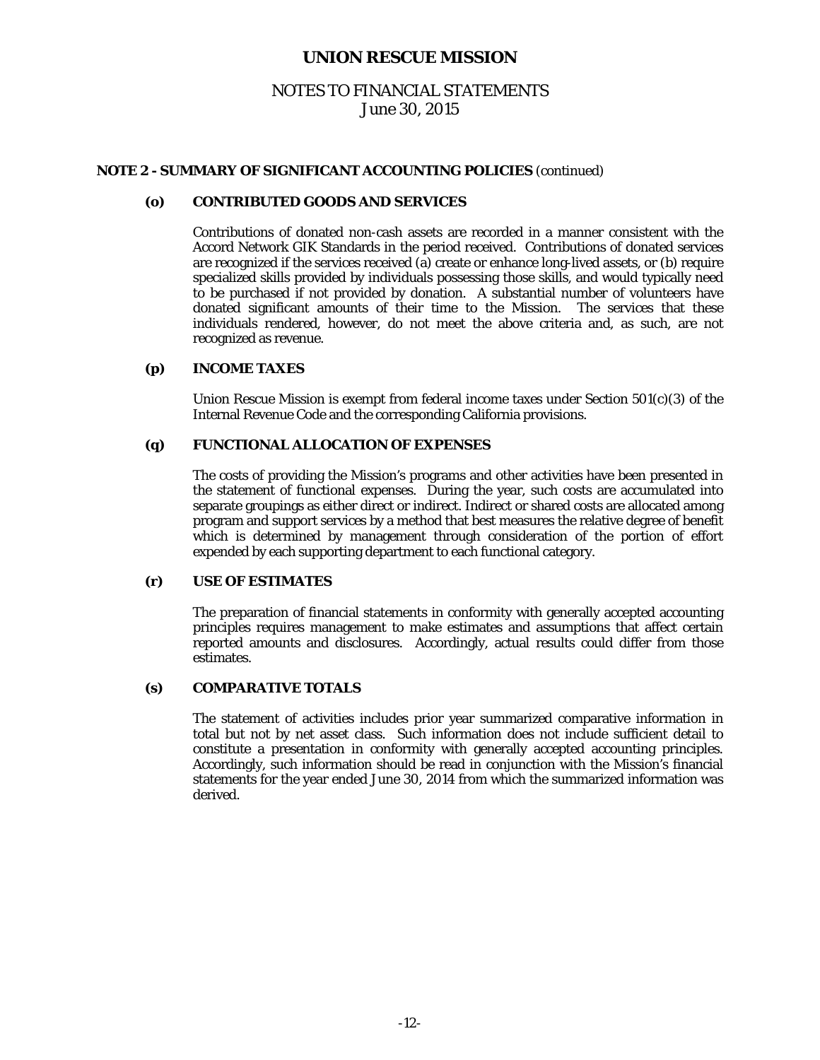# UNION RESCUE MISSION

## NOTES TO FINANCIAL STATEMENTS
June 30, 2015

### NOTE 2 - SUMMARY OF SIGNIFICANT ACCOUNTING POLICIES (continued)

**(o) CONTRIBUTED GOODS AND SERVICES**

Contributions of donated non-cash assets are recorded in a manner consistent with the Accord Network GIK Standards in the period received. Contributions of donated services are recognized if the services received (a) create or enhance long-lived assets, or (b) require specialized skills provided by individuals possessing those skills, and would typically need to be purchased if not provided by donation. A substantial number of volunteers have donated significant amounts of their time to the Mission. The services that these individuals rendered, however, do not meet the above criteria and, as such, are not recognized as revenue.

**(p) INCOME TAXES**

Union Rescue Mission is exempt from federal income taxes under Section 501(c)(3) of the Internal Revenue Code and the corresponding California provisions.

**(q) FUNCTIONAL ALLOCATION OF EXPENSES**

The costs of providing the Mission's programs and other activities have been presented in the statement of functional expenses. During the year, such costs are accumulated into separate groupings as either direct or indirect. Indirect or shared costs are allocated among program and support services by a method that best measures the relative degree of benefit which is determined by management through consideration of the portion of effort expended by each supporting department to each functional category.

**(r) USE OF ESTIMATES**

The preparation of financial statements in conformity with generally accepted accounting principles requires management to make estimates and assumptions that affect certain reported amounts and disclosures. Accordingly, actual results could differ from those estimates.

**(s) COMPARATIVE TOTALS**

The statement of activities includes prior year summarized comparative information in total but not by net asset class. Such information does not include sufficient detail to constitute a presentation in conformity with generally accepted accounting principles. Accordingly, such information should be read in conjunction with the Mission's financial statements for the year ended June 30, 2014 from which the summarized information was derived.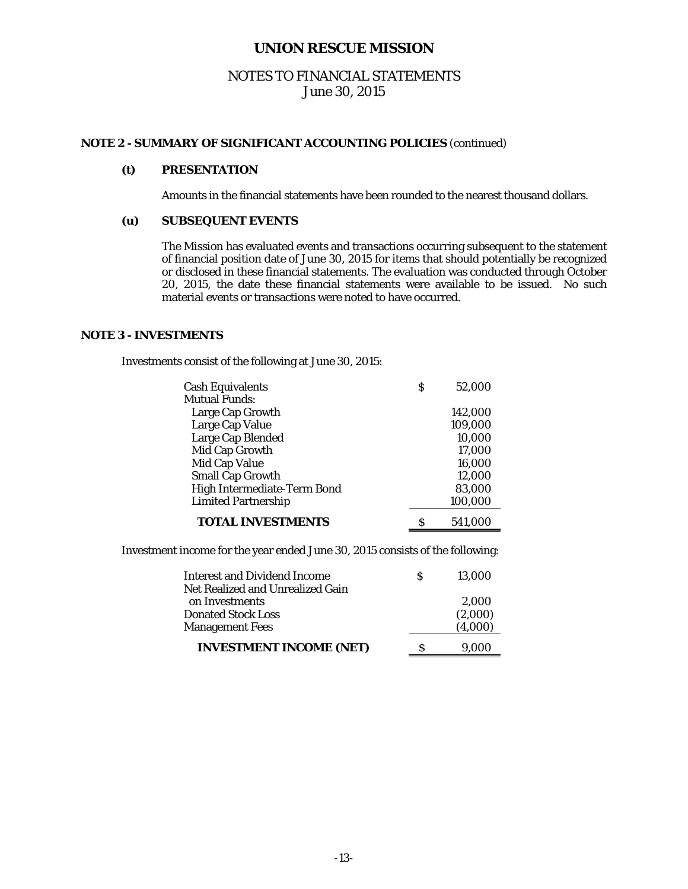# UNION RESCUE MISSION

## NOTES TO FINANCIAL STATEMENTS
June 30, 2015

### NOTE 2 - SUMMARY OF SIGNIFICANT ACCOUNTING POLICIES (continued)

**(t) PRESENTATION**

Amounts in the financial statements have been rounded to the nearest thousand dollars.

**(u) SUBSEQUENT EVENTS**

The Mission has evaluated events and transactions occurring subsequent to the statement of financial position date of June 30, 2015 for items that should potentially be recognized or disclosed in these financial statements. The evaluation was conducted through October 20, 2015, the date these financial statements were available to be issued. No such material events or transactions were noted to have occurred.

### NOTE 3 - INVESTMENTS

Investments consist of the following at June 30, 2015:

| | |
|---|---|
| Cash Equivalents | $ 52,000 |
| Mutual Funds: | |
| Large Cap Growth | 142,000 |
| Large Cap Value | 109,000 |
| Large Cap Blended | 10,000 |
| Mid Cap Growth | 17,000 |
| Mid Cap Value | 16,000 |
| Small Cap Growth | 12,000 |
| High Intermediate-Term Bond | 83,000 |
| Limited Partnership | 100,000 |
| **TOTAL INVESTMENTS** | $ 541,000 |

Investment income for the year ended June 30, 2015 consists of the following:

| | |
|---|---|
| Interest and Dividend Income | $ 13,000 |
| Net Realized and Unrealized Gain on Investments | 2,000 |
| Donated Stock Loss | (2,000) |
| Management Fees | (4,000) |
| **INVESTMENT INCOME (NET)** | $ 9,000 |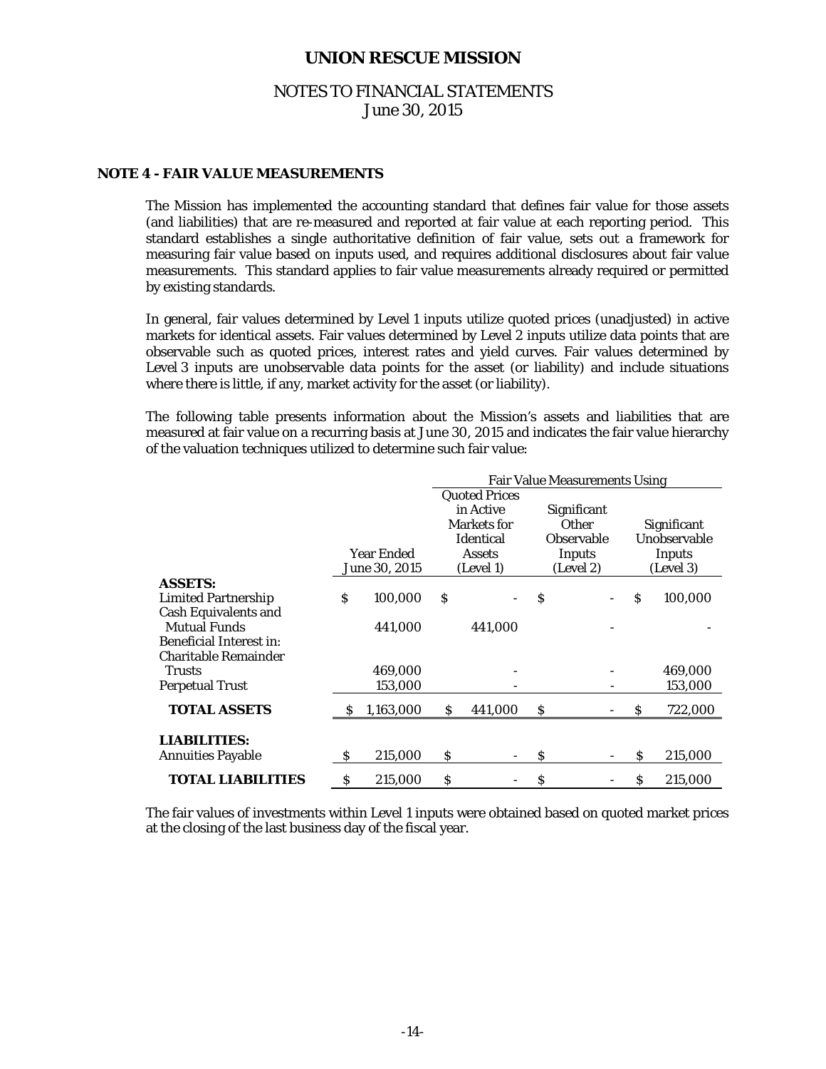# UNION RESCUE MISSION

## NOTES TO FINANCIAL STATEMENTS
June 30, 2015

### NOTE 4 - FAIR VALUE MEASUREMENTS

The Mission has implemented the accounting standard that defines fair value for those assets (and liabilities) that are re-measured and reported at fair value at each reporting period. This standard establishes a single authoritative definition of fair value, sets out a framework for measuring fair value based on inputs used, and requires additional disclosures about fair value measurements. This standard applies to fair value measurements already required or permitted by existing standards.

In general, fair values determined by Level 1 inputs utilize quoted prices (unadjusted) in active markets for identical assets. Fair values determined by Level 2 inputs utilize data points that are observable such as quoted prices, interest rates and yield curves. Fair values determined by Level 3 inputs are unobservable data points for the asset (or liability) and include situations where there is little, if any, market activity for the asset (or liability).

The following table presents information about the Mission's assets and liabilities that are measured at fair value on a recurring basis at June 30, 2015 and indicates the fair value hierarchy of the valuation techniques utilized to determine such fair value:

| | | Fair Value Measurements Using | | |
|---|---|---|---|---|
| | Year Ended June 30, 2015 | Quoted Prices in Active Markets for Identical Assets (Level 1) | Significant Other Observable Inputs (Level 2) | Significant Unobservable Inputs (Level 3) |
| **ASSETS:** | | | | |
| Limited Partnership | $ 100,000 | $ - | $ - | $ 100,000 |
| Cash Equivalents and Mutual Funds | 441,000 | 441,000 | - | - |
| Beneficial Interest in: | | | | |
| Charitable Remainder Trusts | 469,000 | - | - | 469,000 |
| Perpetual Trust | 153,000 | - | - | 153,000 |
| **TOTAL ASSETS** | $ 1,163,000 | $ 441,000 | $ - | $ 722,000 |
| **LIABILITIES:** | | | | |
| Annuities Payable | $ 215,000 | $ - | $ - | $ 215,000 |
| **TOTAL LIABILITIES** | $ 215,000 | $ - | $ - | $ 215,000 |

The fair values of investments within Level 1 inputs were obtained based on quoted market prices at the closing of the last business day of the fiscal year.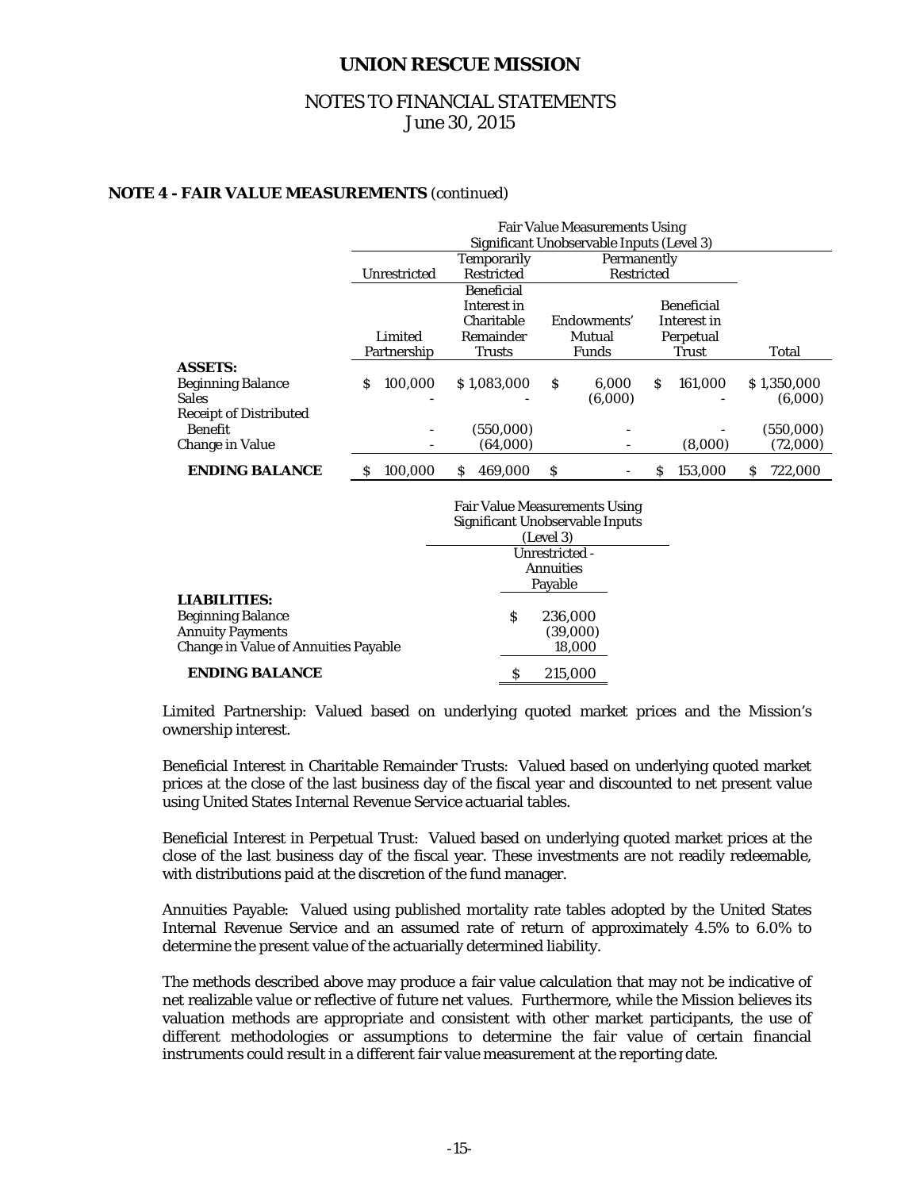## NOTE 4 - FAIR VALUE MEASUREMENTS (continued)

| | Fair Value Measurements Using Significant Unobservable Inputs (Level 3) | | | | |
|---|---|---|---|---|---|
| | Unrestricted | Temporarily Restricted | Permanently Restricted | | |
| | Limited Partnership | Beneficial Interest in Charitable Remainder Trusts | Endowments' Mutual Funds | Beneficial Interest in Perpetual Trust | Total |
| **ASSETS:** | | | | | |
| Beginning Balance | $ 100,000 | $ 1,083,000 | $ 6,000 | $ 161,000 | $ 1,350,000 |
| Sales | - | - | (6,000) | - | (6,000) |
| Receipt of Distributed Benefit | - | (550,000) | - | - | (550,000) |
| Change in Value | - | (64,000) | - | (8,000) | (72,000) |
| **ENDING BALANCE** | $ 100,000 | $ 469,000 | $ - | $ 153,000 | $ 722,000 |

| | Fair Value Measurements Using Significant Unobservable Inputs (Level 3) |
|---|---|
| | Unrestricted - Annuities Payable |
| **LIABILITIES:** | |
| Beginning Balance | $ 236,000 |
| Annuity Payments | (39,000) |
| Change in Value of Annuities Payable | 18,000 |
| **ENDING BALANCE** | $ 215,000 |

Limited Partnership: Valued based on underlying quoted market prices and the Mission's ownership interest.

Beneficial Interest in Charitable Remainder Trusts: Valued based on underlying quoted market prices at the close of the last business day of the fiscal year and discounted to net present value using United States Internal Revenue Service actuarial tables.

Beneficial Interest in Perpetual Trust: Valued based on underlying quoted market prices at the close of the last business day of the fiscal year. These investments are not readily redeemable, with distributions paid at the discretion of the fund manager.

Annuities Payable: Valued using published mortality rate tables adopted by the United States Internal Revenue Service and an assumed rate of return of approximately 4.5% to 6.0% to determine the present value of the actuarially determined liability.

The methods described above may produce a fair value calculation that may not be indicative of net realizable value or reflective of future net values. Furthermore, while the Mission believes its valuation methods are appropriate and consistent with other market participants, the use of different methodologies or assumptions to determine the fair value of certain financial instruments could result in a different fair value measurement at the reporting date.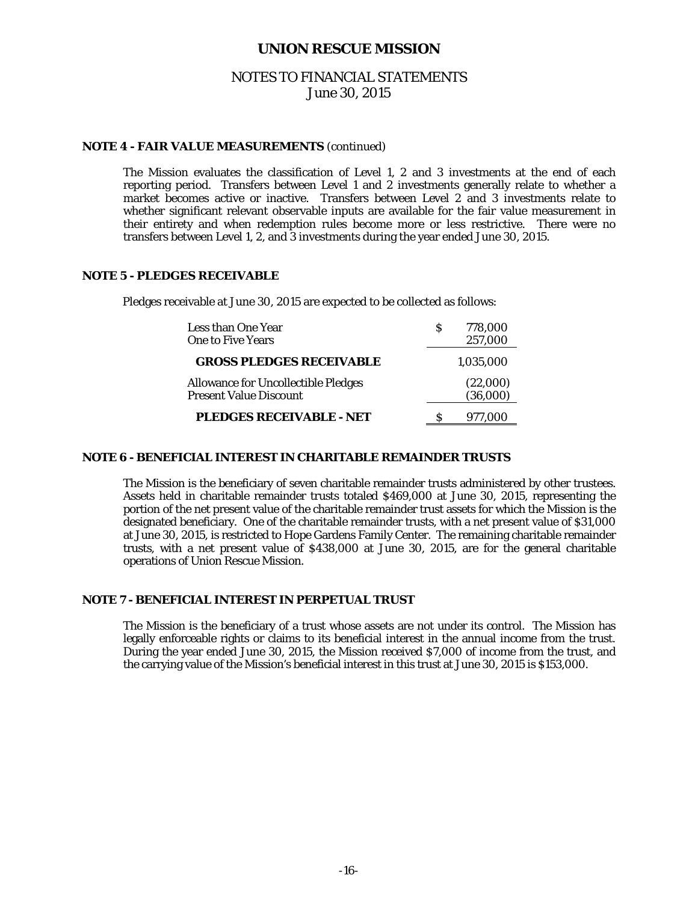# UNION RESCUE MISSION

## NOTES TO FINANCIAL STATEMENTS
June 30, 2015

### NOTE 4 - FAIR VALUE MEASUREMENTS (continued)

The Mission evaluates the classification of Level 1, 2 and 3 investments at the end of each reporting period. Transfers between Level 1 and 2 investments generally relate to whether a market becomes active or inactive. Transfers between Level 2 and 3 investments relate to whether significant relevant observable inputs are available for the fair value measurement in their entirety and when redemption rules become more or less restrictive. There were no transfers between Level 1, 2, and 3 investments during the year ended June 30, 2015.

### NOTE 5 - PLEDGES RECEIVABLE

Pledges receivable at June 30, 2015 are expected to be collected as follows:

| | |
|---|---|
| Less than One Year | $ 778,000 |
| One to Five Years | 257,000 |
| **GROSS PLEDGES RECEIVABLE** | 1,035,000 |
| Allowance for Uncollectible Pledges | (22,000) |
| Present Value Discount | (36,000) |
| **PLEDGES RECEIVABLE - NET** | $ 977,000 |

### NOTE 6 - BENEFICIAL INTEREST IN CHARITABLE REMAINDER TRUSTS

The Mission is the beneficiary of seven charitable remainder trusts administered by other trustees. Assets held in charitable remainder trusts totaled $469,000 at June 30, 2015, representing the portion of the net present value of the charitable remainder trust assets for which the Mission is the designated beneficiary. One of the charitable remainder trusts, with a net present value of $31,000 at June 30, 2015, is restricted to Hope Gardens Family Center. The remaining charitable remainder trusts, with a net present value of $438,000 at June 30, 2015, are for the general charitable operations of Union Rescue Mission.

### NOTE 7 - BENEFICIAL INTEREST IN PERPETUAL TRUST

The Mission is the beneficiary of a trust whose assets are not under its control. The Mission has legally enforceable rights or claims to its beneficial interest in the annual income from the trust. During the year ended June 30, 2015, the Mission received $7,000 of income from the trust, and the carrying value of the Mission's beneficial interest in this trust at June 30, 2015 is $153,000.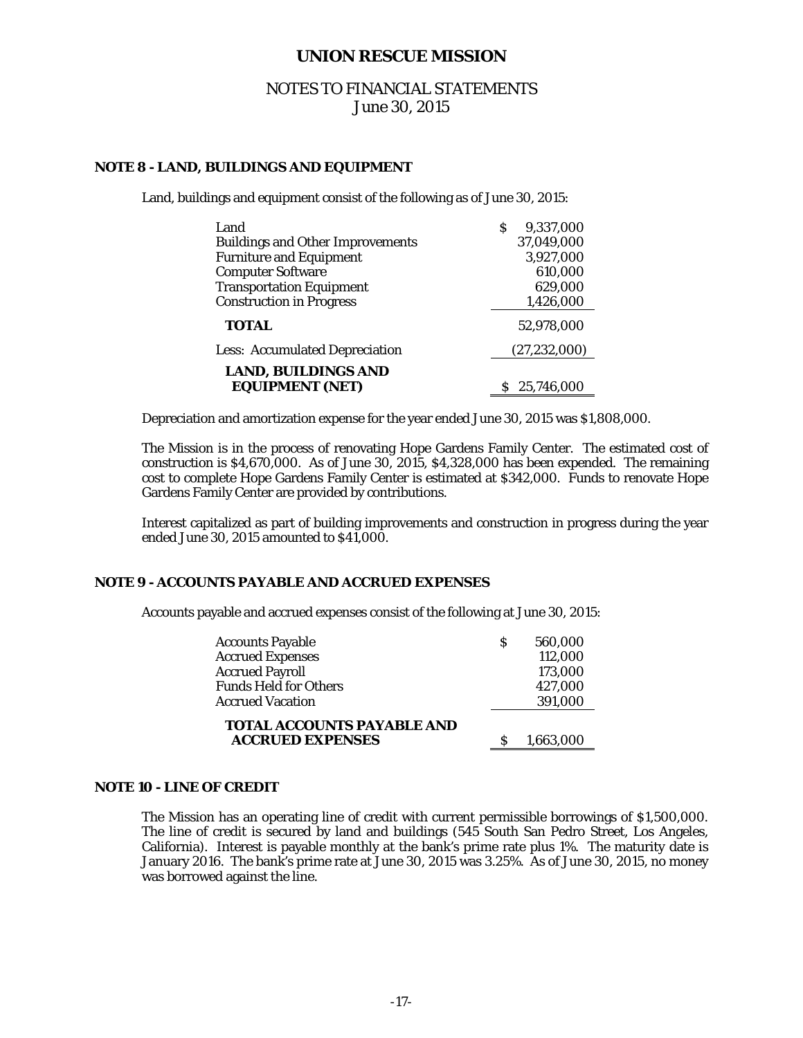# UNION RESCUE MISSION

## NOTES TO FINANCIAL STATEMENTS
June 30, 2015

### NOTE 8 - LAND, BUILDINGS AND EQUIPMENT

Land, buildings and equipment consist of the following as of June 30, 2015:

| | |
|---|---|
| Land | $ 9,337,000 |
| Buildings and Other Improvements | 37,049,000 |
| Furniture and Equipment | 3,927,000 |
| Computer Software | 610,000 |
| Transportation Equipment | 629,000 |
| Construction in Progress | 1,426,000 |
| **TOTAL** | 52,978,000 |
| Less: Accumulated Depreciation | (27,232,000) |
| **LAND, BUILDINGS AND EQUIPMENT (NET)** | $ 25,746,000 |

Depreciation and amortization expense for the year ended June 30, 2015 was $1,808,000.

The Mission is in the process of renovating Hope Gardens Family Center. The estimated cost of construction is $4,670,000. As of June 30, 2015, $4,328,000 has been expended. The remaining cost to complete Hope Gardens Family Center is estimated at $342,000. Funds to renovate Hope Gardens Family Center are provided by contributions.

Interest capitalized as part of building improvements and construction in progress during the year ended June 30, 2015 amounted to $41,000.

### NOTE 9 - ACCOUNTS PAYABLE AND ACCRUED EXPENSES

Accounts payable and accrued expenses consist of the following at June 30, 2015:

| | |
|---|---|
| Accounts Payable | $ 560,000 |
| Accrued Expenses | 112,000 |
| Accrued Payroll | 173,000 |
| Funds Held for Others | 427,000 |
| Accrued Vacation | 391,000 |
| **TOTAL ACCOUNTS PAYABLE AND ACCRUED EXPENSES** | $ 1,663,000 |

### NOTE 10 - LINE OF CREDIT

The Mission has an operating line of credit with current permissible borrowings of $1,500,000. The line of credit is secured by land and buildings (545 South San Pedro Street, Los Angeles, California). Interest is payable monthly at the bank's prime rate plus 1%. The maturity date is January 2016. The bank's prime rate at June 30, 2015 was 3.25%. As of June 30, 2015, no money was borrowed against the line.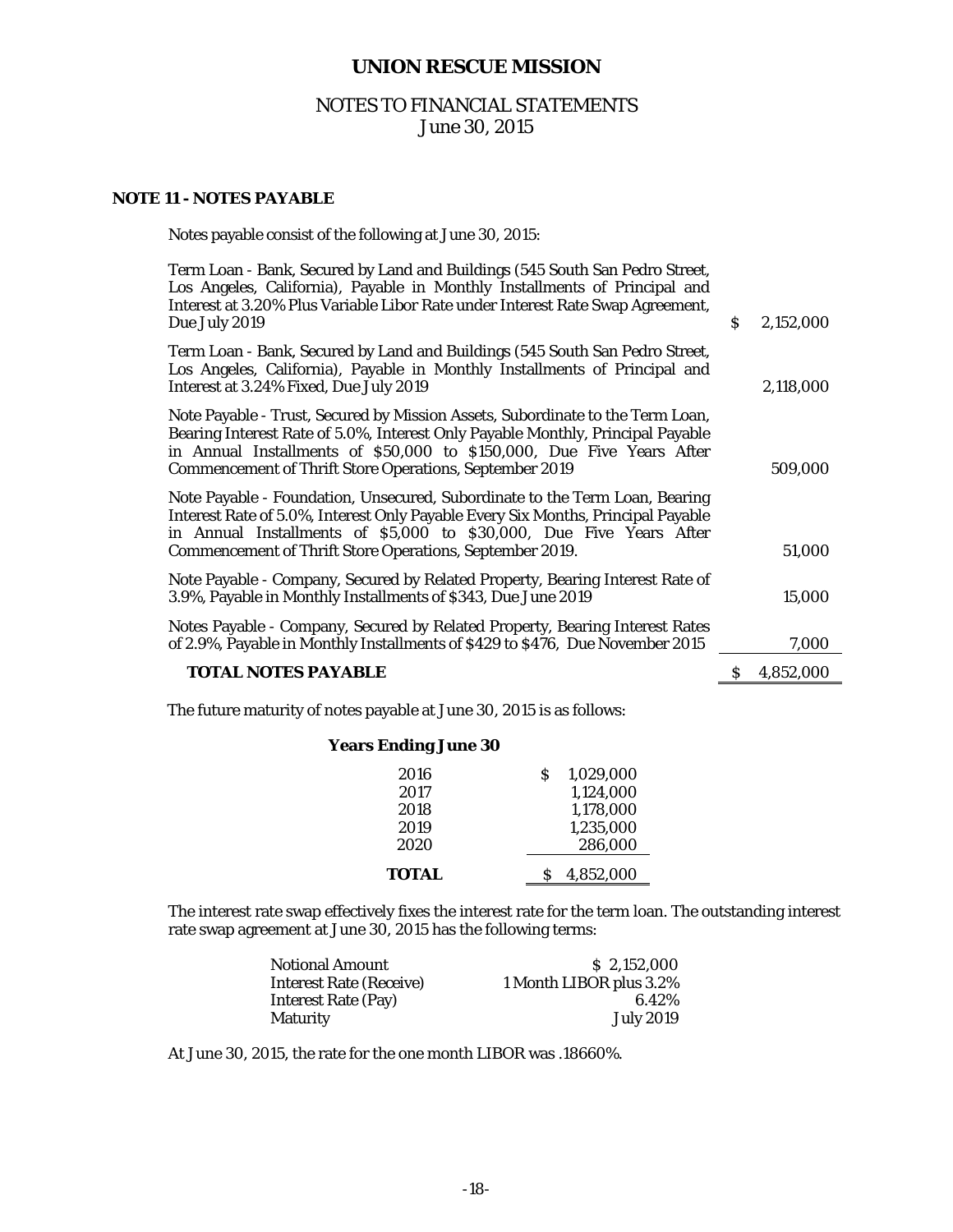# UNION RESCUE MISSION

## NOTES TO FINANCIAL STATEMENTS
June 30, 2015

### NOTE 11 - NOTES PAYABLE

Notes payable consist of the following at June 30, 2015:

| | |
|---|---|
| Term Loan - Bank, Secured by Land and Buildings (545 South San Pedro Street, Los Angeles, California), Payable in Monthly Installments of Principal and Interest at 3.20% Plus Variable Libor Rate under Interest Rate Swap Agreement, Due July 2019 | $ 2,152,000 |
| Term Loan - Bank, Secured by Land and Buildings (545 South San Pedro Street, Los Angeles, California), Payable in Monthly Installments of Principal and Interest at 3.24% Fixed, Due July 2019 | 2,118,000 |
| Note Payable - Trust, Secured by Mission Assets, Subordinate to the Term Loan, Bearing Interest Rate of 5.0%, Interest Only Payable Monthly, Principal Payable in Annual Installments of $50,000 to $150,000, Due Five Years After Commencement of Thrift Store Operations, September 2019 | 509,000 |
| Note Payable - Foundation, Unsecured, Subordinate to the Term Loan, Bearing Interest Rate of 5.0%, Interest Only Payable Every Six Months, Principal Payable in Annual Installments of $5,000 to $30,000, Due Five Years After Commencement of Thrift Store Operations, September 2019. | 51,000 |
| Note Payable - Company, Secured by Related Property, Bearing Interest Rate of 3.9%, Payable in Monthly Installments of $343, Due June 2019 | 15,000 |
| Notes Payable - Company, Secured by Related Property, Bearing Interest Rates of 2.9%, Payable in Monthly Installments of $429 to $476, Due November 2015 | 7,000 |
| **TOTAL NOTES PAYABLE** | $ 4,852,000 |

The future maturity of notes payable at June 30, 2015 is as follows:

| **Years Ending June 30** | |
|---|---|
| 2016 | $ 1,029,000 |
| 2017 | 1,124,000 |
| 2018 | 1,178,000 |
| 2019 | 1,235,000 |
| 2020 | 286,000 |
| **TOTAL** | $ 4,852,000 |

The interest rate swap effectively fixes the interest rate for the term loan. The outstanding interest rate swap agreement at June 30, 2015 has the following terms:

| | |
|---|---|
| Notional Amount | $ 2,152,000 |
| Interest Rate (Receive) | 1 Month LIBOR plus 3.2% |
| Interest Rate (Pay) | 6.42% |
| Maturity | July 2019 |

At June 30, 2015, the rate for the one month LIBOR was .18660%.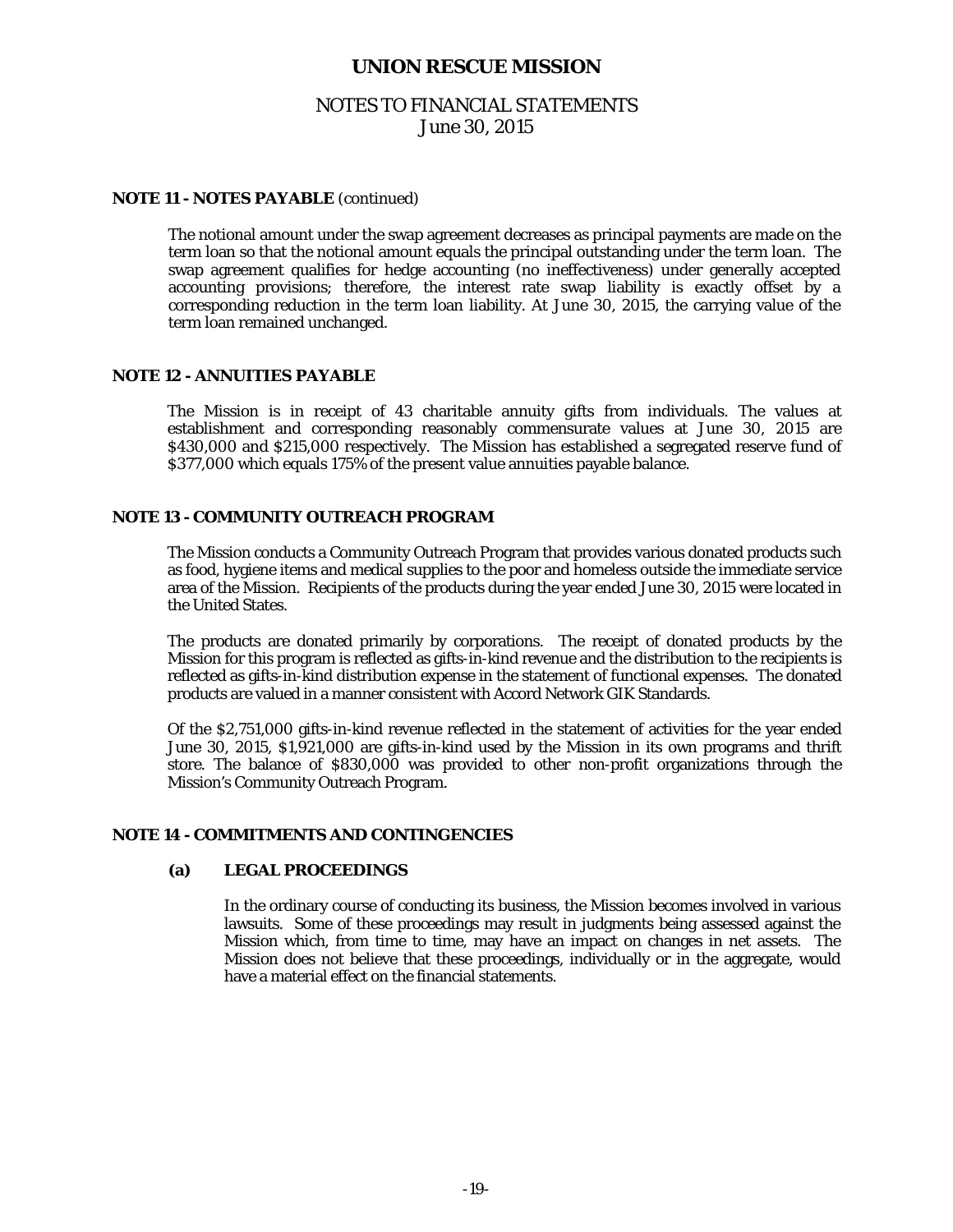**NOTE 11 - NOTES PAYABLE** (continued)

The notional amount under the swap agreement decreases as principal payments are made on the term loan so that the notional amount equals the principal outstanding under the term loan. The swap agreement qualifies for hedge accounting (no ineffectiveness) under generally accepted accounting provisions; therefore, the interest rate swap liability is exactly offset by a corresponding reduction in the term loan liability. At June 30, 2015, the carrying value of the term loan remained unchanged.

**NOTE 12 - ANNUITIES PAYABLE**

The Mission is in receipt of 43 charitable annuity gifts from individuals. The values at establishment and corresponding reasonably commensurate values at June 30, 2015 are $430,000 and $215,000 respectively. The Mission has established a segregated reserve fund of $377,000 which equals 175% of the present value annuities payable balance.

**NOTE 13 - COMMUNITY OUTREACH PROGRAM**

The Mission conducts a Community Outreach Program that provides various donated products such as food, hygiene items and medical supplies to the poor and homeless outside the immediate service area of the Mission. Recipients of the products during the year ended June 30, 2015 were located in the United States.

The products are donated primarily by corporations. The receipt of donated products by the Mission for this program is reflected as gifts-in-kind revenue and the distribution to the recipients is reflected as gifts-in-kind distribution expense in the statement of functional expenses. The donated products are valued in a manner consistent with Accord Network GIK Standards.

Of the $2,751,000 gifts-in-kind revenue reflected in the statement of activities for the year ended June 30, 2015, $1,921,000 are gifts-in-kind used by the Mission in its own programs and thrift store. The balance of $830,000 was provided to other non-profit organizations through the Mission's Community Outreach Program.

**NOTE 14 - COMMITMENTS AND CONTINGENCIES**

**(a) LEGAL PROCEEDINGS**

In the ordinary course of conducting its business, the Mission becomes involved in various lawsuits. Some of these proceedings may result in judgments being assessed against the Mission which, from time to time, may have an impact on changes in net assets. The Mission does not believe that these proceedings, individually or in the aggregate, would have a material effect on the financial statements.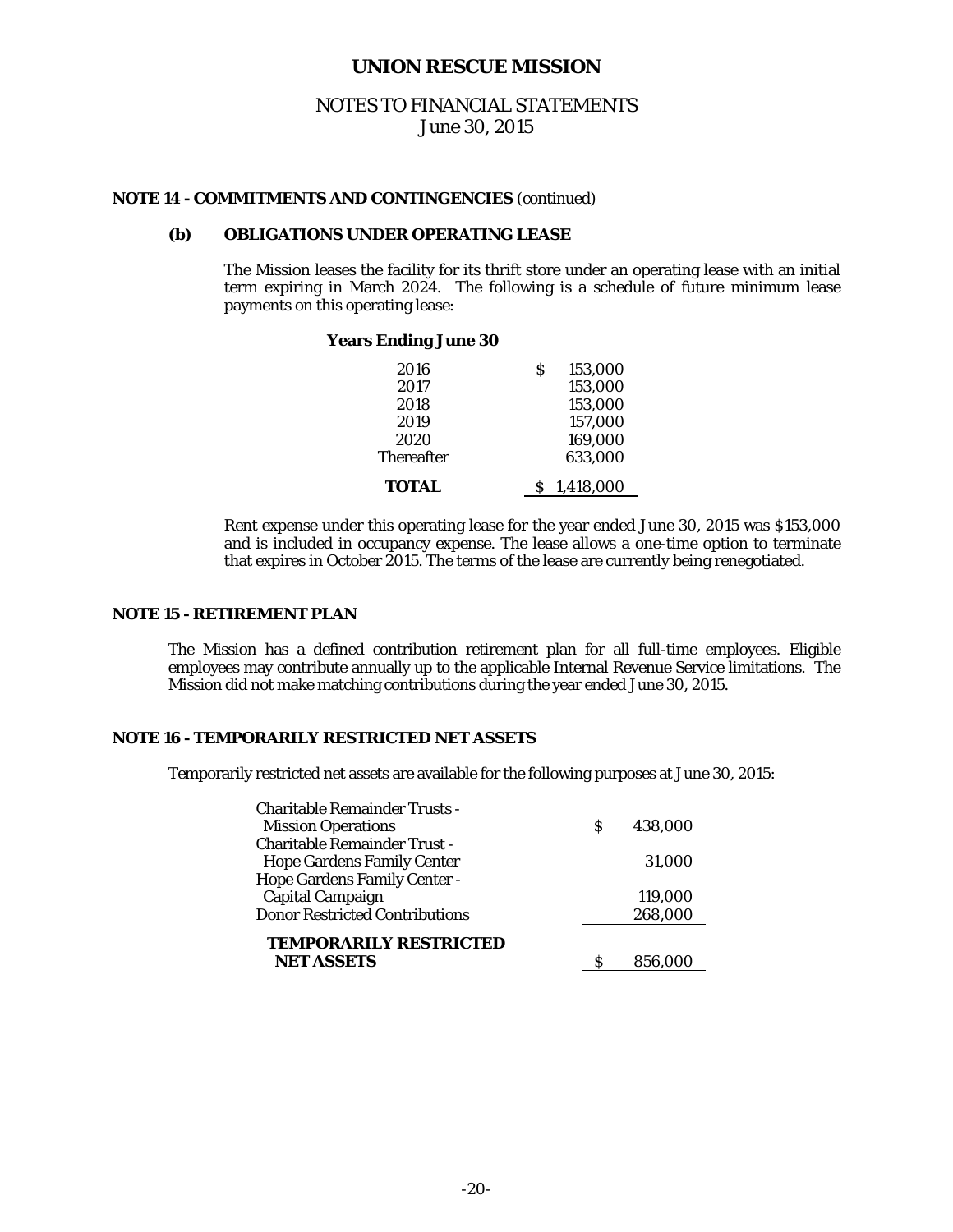# UNION RESCUE MISSION

## NOTES TO FINANCIAL STATEMENTS
June 30, 2015

**NOTE 14 - COMMITMENTS AND CONTINGENCIES** (continued)

**(b) OBLIGATIONS UNDER OPERATING LEASE**

The Mission leases the facility for its thrift store under an operating lease with an initial term expiring in March 2024. The following is a schedule of future minimum lease payments on this operating lease:

| **Years Ending June 30** | |
|---|---|
| 2016 | $ 153,000 |
| 2017 | 153,000 |
| 2018 | 153,000 |
| 2019 | 157,000 |
| 2020 | 169,000 |
| Thereafter | 633,000 |
| **TOTAL** | $ 1,418,000 |

Rent expense under this operating lease for the year ended June 30, 2015 was $153,000 and is included in occupancy expense. The lease allows a one-time option to terminate that expires in October 2015. The terms of the lease are currently being renegotiated.

**NOTE 15 - RETIREMENT PLAN**

The Mission has a defined contribution retirement plan for all full-time employees. Eligible employees may contribute annually up to the applicable Internal Revenue Service limitations. The Mission did not make matching contributions during the year ended June 30, 2015.

**NOTE 16 - TEMPORARILY RESTRICTED NET ASSETS**

Temporarily restricted net assets are available for the following purposes at June 30, 2015:

| | |
|---|---|
| Charitable Remainder Trusts - Mission Operations | $ 438,000 |
| Charitable Remainder Trust - Hope Gardens Family Center | 31,000 |
| Hope Gardens Family Center - Capital Campaign | 119,000 |
| Donor Restricted Contributions | 268,000 |
| **TEMPORARILY RESTRICTED NET ASSETS** | $ 856,000 |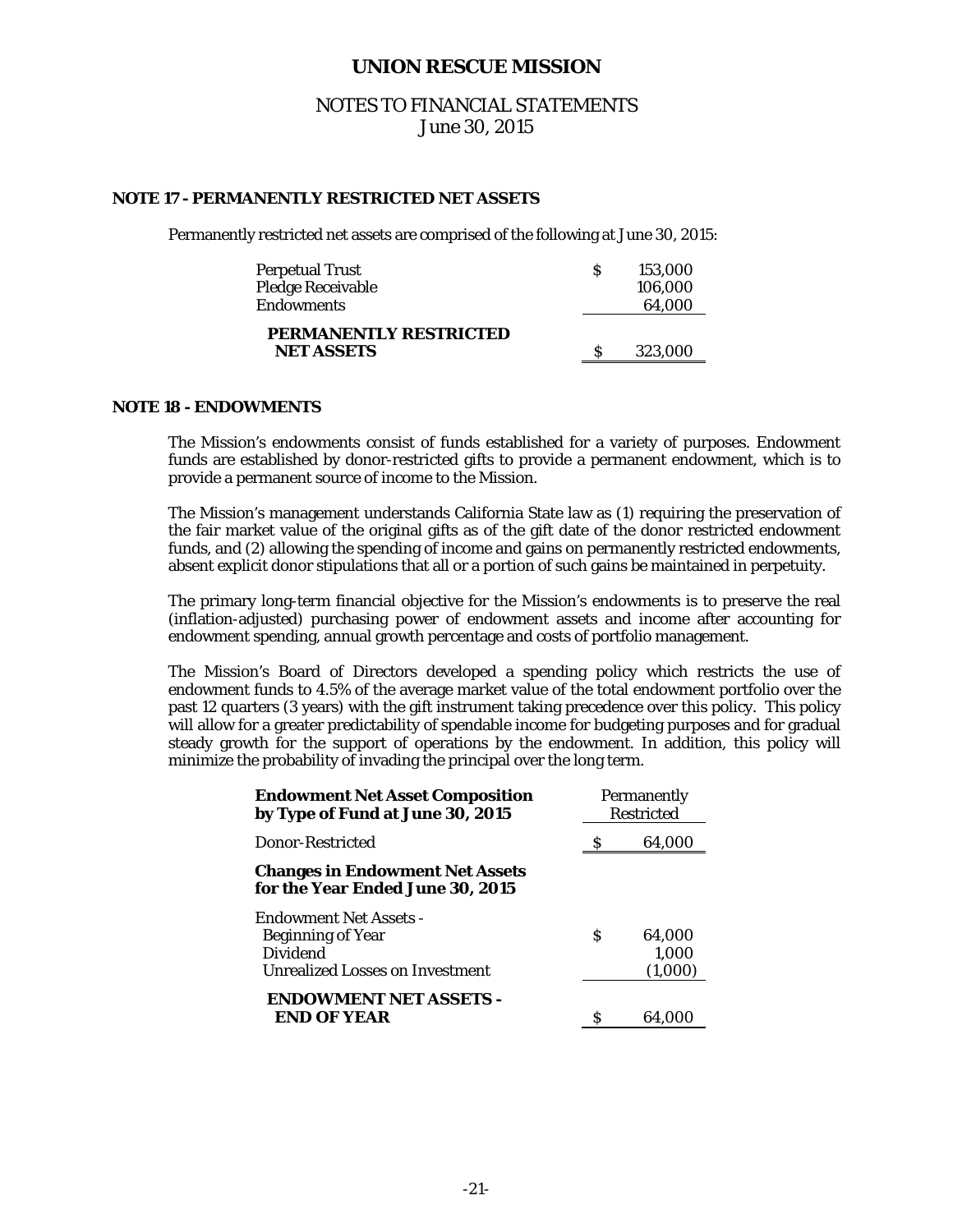## NOTE 17 - PERMANENTLY RESTRICTED NET ASSETS

Permanently restricted net assets are comprised of the following at June 30, 2015:

| | |
|---|---|
| Perpetual Trust | $ 153,000 |
| Pledge Receivable | 106,000 |
| Endowments | 64,000 |
| **PERMANENTLY RESTRICTED NET ASSETS** | $ 323,000 |

## NOTE 18 - ENDOWMENTS

The Mission's endowments consist of funds established for a variety of purposes. Endowment funds are established by donor-restricted gifts to provide a permanent endowment, which is to provide a permanent source of income to the Mission.

The Mission's management understands California State law as (1) requiring the preservation of the fair market value of the original gifts as of the gift date of the donor restricted endowment funds, and (2) allowing the spending of income and gains on permanently restricted endowments, absent explicit donor stipulations that all or a portion of such gains be maintained in perpetuity.

The primary long-term financial objective for the Mission's endowments is to preserve the real (inflation-adjusted) purchasing power of endowment assets and income after accounting for endowment spending, annual growth percentage and costs of portfolio management.

The Mission's Board of Directors developed a spending policy which restricts the use of endowment funds to 4.5% of the average market value of the total endowment portfolio over the past 12 quarters (3 years) with the gift instrument taking precedence over this policy. This policy will allow for a greater predictability of spendable income for budgeting purposes and for gradual steady growth for the support of operations by the endowment. In addition, this policy will minimize the probability of invading the principal over the long term.

| **Endowment Net Asset Composition by Type of Fund at June 30, 2015** | Permanently Restricted |
|---|---|
| Donor-Restricted | $ 64,000 |
| **Changes in Endowment Net Assets for the Year Ended June 30, 2015** | |
| Endowment Net Assets - Beginning of Year | $ 64,000 |
| Dividend | 1,000 |
| Unrealized Losses on Investment | (1,000) |
| **ENDOWMENT NET ASSETS - END OF YEAR** | $ 64,000 |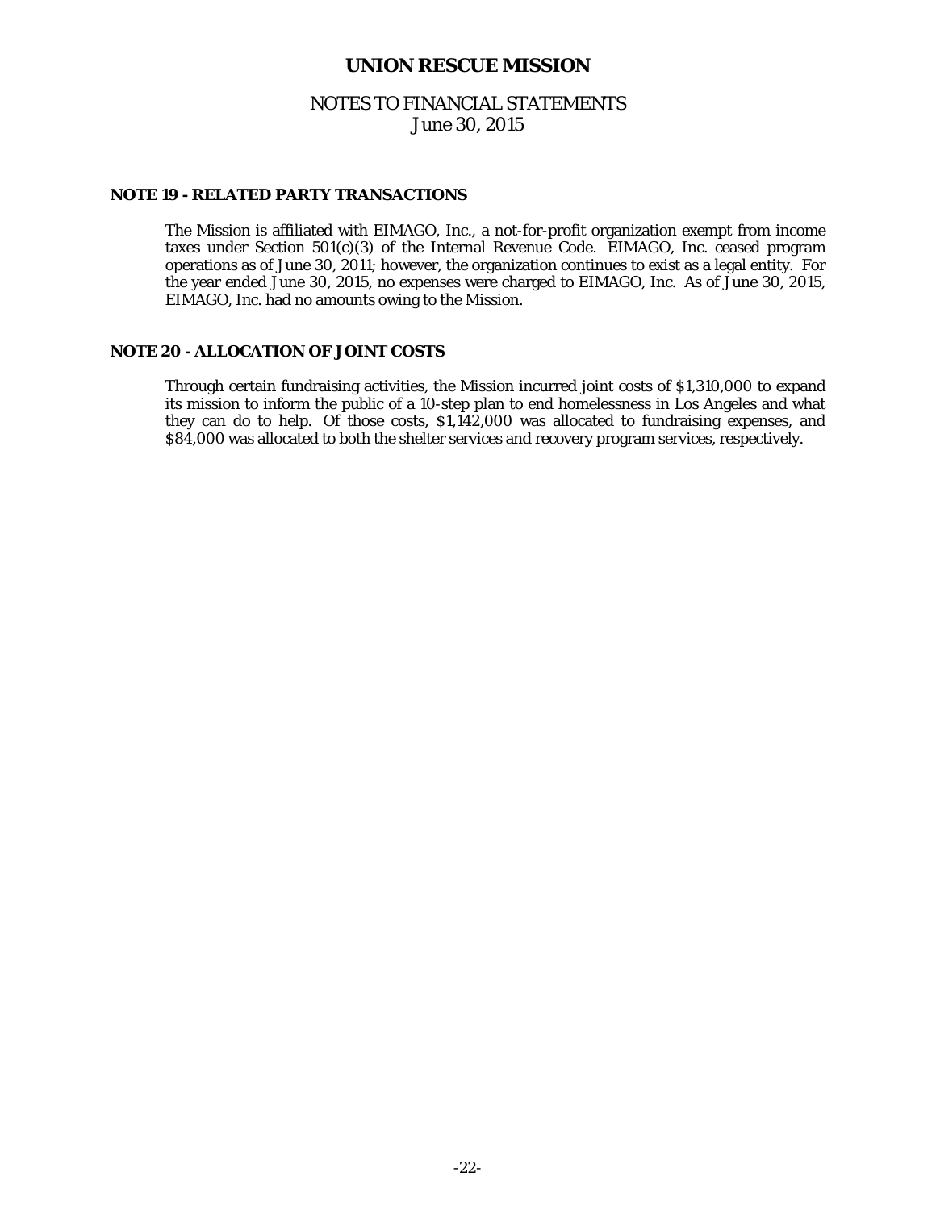# UNION RESCUE MISSION

## NOTES TO FINANCIAL STATEMENTS
June 30, 2015

### NOTE 19 - RELATED PARTY TRANSACTIONS

The Mission is affiliated with EIMAGO, Inc., a not-for-profit organization exempt from income taxes under Section 501(c)(3) of the Internal Revenue Code. EIMAGO, Inc. ceased program operations as of June 30, 2011; however, the organization continues to exist as a legal entity. For the year ended June 30, 2015, no expenses were charged to EIMAGO, Inc. As of June 30, 2015, EIMAGO, Inc. had no amounts owing to the Mission.

### NOTE 20 - ALLOCATION OF JOINT COSTS

Through certain fundraising activities, the Mission incurred joint costs of $1,310,000 to expand its mission to inform the public of a 10-step plan to end homelessness in Los Angeles and what they can do to help. Of those costs, $1,142,000 was allocated to fundraising expenses, and $84,000 was allocated to both the shelter services and recovery program services, respectively.